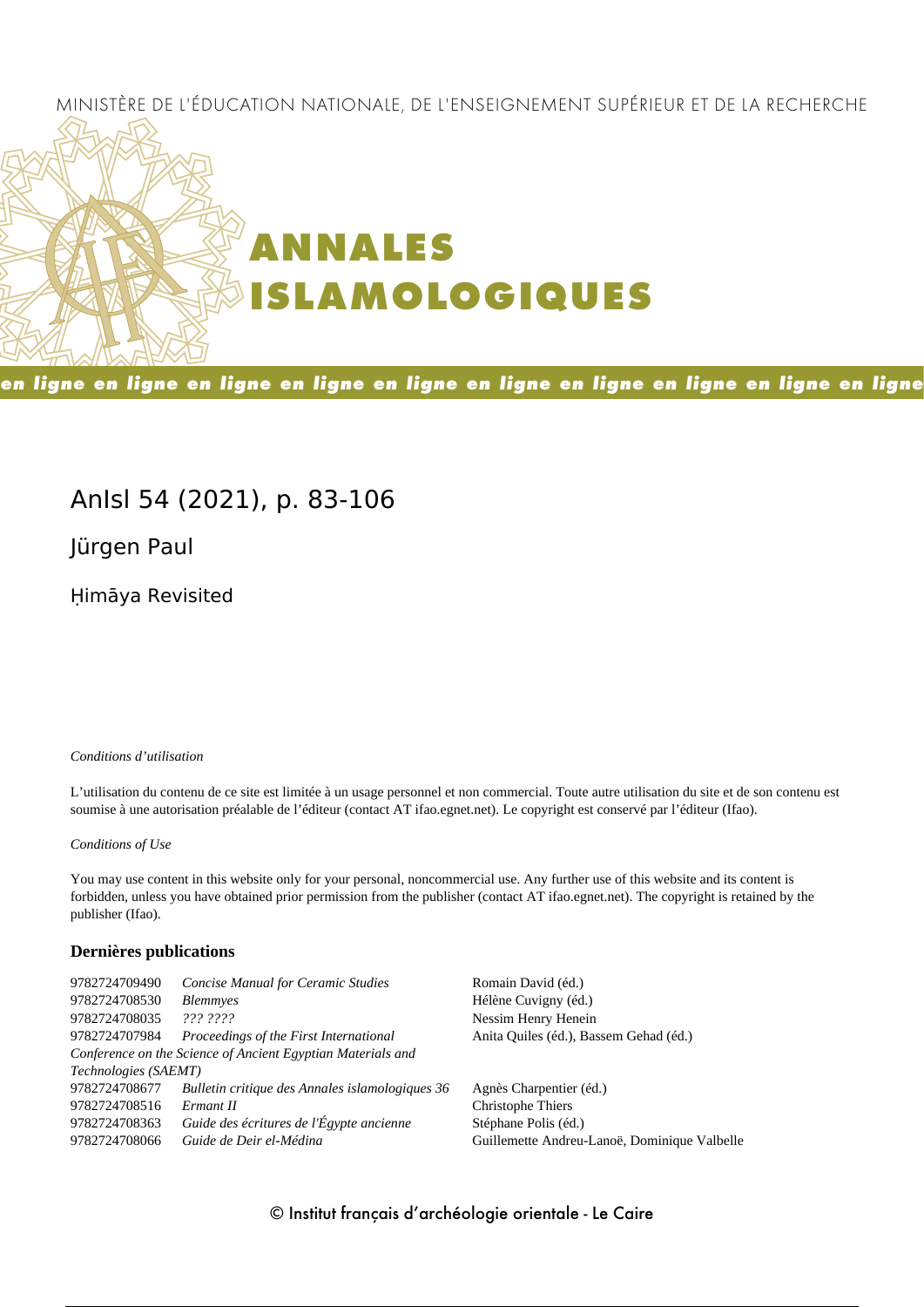MINISTÈRE DE L'ÉDUCATION NATIONALE, DE L'ENSEIGNEMENT SUPÉRIEUR ET DE LA RECHERCHE

# ANNALES ISLAMOLOGIQUES

en ligne en ligne en ligne en ligne en ligne en ligne en ligne en ligne en ligne en ligne

## AnIsl 54 (2021), p. 83-106

Jürgen Paul

Ḥimāya Revisited

*Conditions d'utilisation*

L'utilisation du contenu de ce site est limitée à un usage personnel et non commercial. Toute autre utilisation du site et de son contenu est soumise à une autorisation préalable de l'éditeur (contact AT ifao.egnet.net). Le copyright est conservé par l'éditeur (Ifao).

*Conditions of Use*

You may use content in this website only for your personal, noncommercial use. Any further use of this website and its content is forbidden, unless you have obtained prior permission from the publisher (contact AT ifao.egnet.net). The copyright is retained by the publisher (Ifao).

**Dernières publications**

| | | |
|---|---|---|
| 9782724709490 | *Concise Manual for Ceramic Studies* | Romain David (éd.) |
| 9782724708530 | *Blemmyes* | Hélène Cuvigny (éd.) |
| 9782724708035 | *??? ????* | Nessim Henry Henein |
| 9782724707984 | *Proceedings of the First International Conference on the Science of Ancient Egyptian Materials and Technologies (SAEMT)* | Anita Quiles (éd.), Bassem Gehad (éd.) |
| 9782724708677 | *Bulletin critique des Annales islamologiques 36* | Agnès Charpentier (éd.) |
| 9782724708516 | *Ermant II* | Christophe Thiers |
| 9782724708363 | *Guide des écritures de l'Égypte ancienne* | Stéphane Polis (éd.) |
| 9782724708066 | *Guide de Deir el-Médina* | Guillemette Andreu-Lanoë, Dominique Valbelle |

© Institut français d'archéologie orientale - Le Caire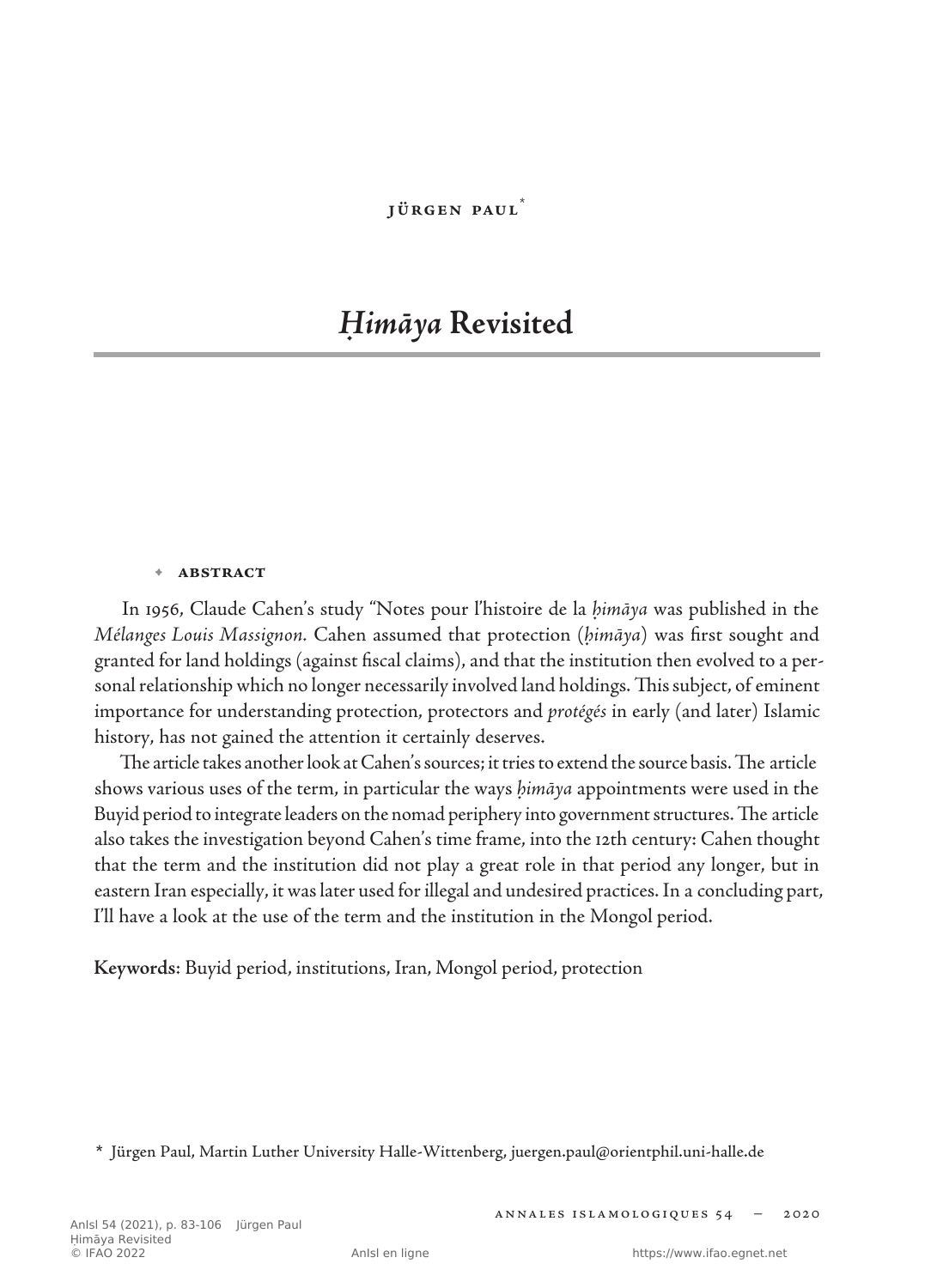Jürgen Paul[*]

# *Ḥimāya* Revisited

✦ **Abstract**

In 1956, Claude Cahen's study "Notes pour l'histoire de la *ḥimāya* was published in the *Mélanges Louis Massignon*. Cahen assumed that protection (*ḥimāya*) was first sought and granted for land holdings (against fiscal claims), and that the institution then evolved to a personal relationship which no longer necessarily involved land holdings. This subject, of eminent importance for understanding protection, protectors and *protégés* in early (and later) Islamic history, has not gained the attention it certainly deserves.

The article takes another look at Cahen's sources; it tries to extend the source basis. The article shows various uses of the term, in particular the ways *ḥimāya* appointments were used in the Buyid period to integrate leaders on the nomad periphery into government structures. The article also takes the investigation beyond Cahen's time frame, into the 12th century: Cahen thought that the term and the institution did not play a great role in that period any longer, but in eastern Iran especially, it was later used for illegal and undesired practices. In a concluding part, I'll have a look at the use of the term and the institution in the Mongol period.

**Keywords**: Buyid period, institutions, Iran, Mongol period, protection

[*] Jürgen Paul, Martin Luther University Halle-Wittenberg, juergen.paul@orientphil.uni-halle.de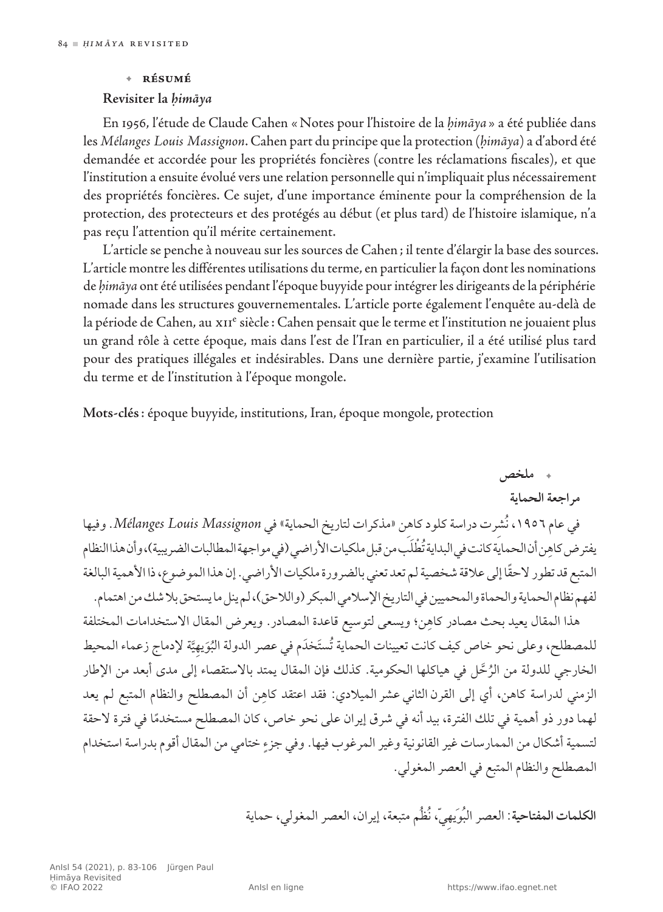### ✦ Résumé

**Revisiter la *ḥimāya***

En 1956, l'étude de Claude Cahen « Notes pour l'histoire de la *ḥimāya* » a été publiée dans les *Mélanges Louis Massignon*. Cahen part du principe que la protection (*ḥimāya*) a d'abord été demandée et accordée pour les propriétés foncières (contre les réclamations fiscales), et que l'institution a ensuite évolué vers une relation personnelle qui n'impliquait plus nécessairement des propriétés foncières. Ce sujet, d'une importance éminente pour la compréhension de la protection, des protecteurs et des protégés au début (et plus tard) de l'histoire islamique, n'a pas reçu l'attention qu'il mérite certainement.

L'article se penche à nouveau sur les sources de Cahen ; il tente d'élargir la base des sources. L'article montre les différentes utilisations du terme, en particulier la façon dont les nominations de *ḥimāya* ont été utilisées pendant l'époque buyyide pour intégrer les dirigeants de la périphérie nomade dans les structures gouvernementales. L'article porte également l'enquête au-delà de la période de Cahen, au XIIe siècle : Cahen pensait que le terme et l'institution ne jouaient plus un grand rôle à cette époque, mais dans l'est de l'Iran en particulier, il a été utilisé plus tard pour des pratiques illégales et indésirables. Dans une dernière partie, j'examine l'utilisation du terme et de l'institution à l'époque mongole.

**Mots-clés** : époque buyyide, institutions, Iran, époque mongole, protection

### ✦ ملخص

**مراجعة الحماية**

في عام ١٩٥٦، نُشرت دراسة كلود كاهن «مذكرات لتاريخ الحماية» في *Mélanges Louis Massignon*. وفيها يفترض كاهِن أن الحمايةَ كانت في البداية تُطْلَب من قبل ملكيات الأراضي (في مواجهة المطالبات الضريبية)، وأن هذا النظام المتبع قد تطور لاحقًا إلى علاقة شخصية لم تعد تعني بالضرورة ملكيات الأراضي. إن هذا الموضوع، ذا الأهمية البالغة لفهم نظام الحماية والحماة والمحميين في التاريخ الإسلامي المبكر (واللاحق)، لم ينل ما يستحق بلا شك من اهتمام.

هذا المقال يعيد بحث مصادر كاهِن؛ ويسعى لتوسيع قاعدة المصادر. ويعرض المقال الاستخدامات المختلفة للمصطلح، وعلى نحو خاص كيف كانت تعيينات الحماية تُستَخدَم في عصر الدولة البُوَيهِيَّة لإدماج زعماء المحيط الخارجي للدولة من الرُحَّل في هياكلها الحكومية. كذلك فإن المقال يمتد بالاستقصاء إلى مدى أبعد من الإطار الزمني لدراسة كاهن، أي إلى القرن الثاني عشر الميلادي: فقد اعتقد كاهِن أن المصطلح والنظام المتبع لم يعد لهما دور ذو أهمية في تلك الفترة، بيد أنه في شرق إيران على نحو خاص، كان المصطلح مستخدمًا في فترة لاحقة لتسمية أشكال من الممارسات غير القانونية وغير المرغوب فيها. وفي جزءٍ ختامي من المقال أقوم بدراسة استخدام المصطلح والنظام المتبع في العصر المغولي.

**الكلمات المفتاحية**: العصر البُوَيهِيّ، نُظُم متبعة، إيران، العصر المغولي، حماية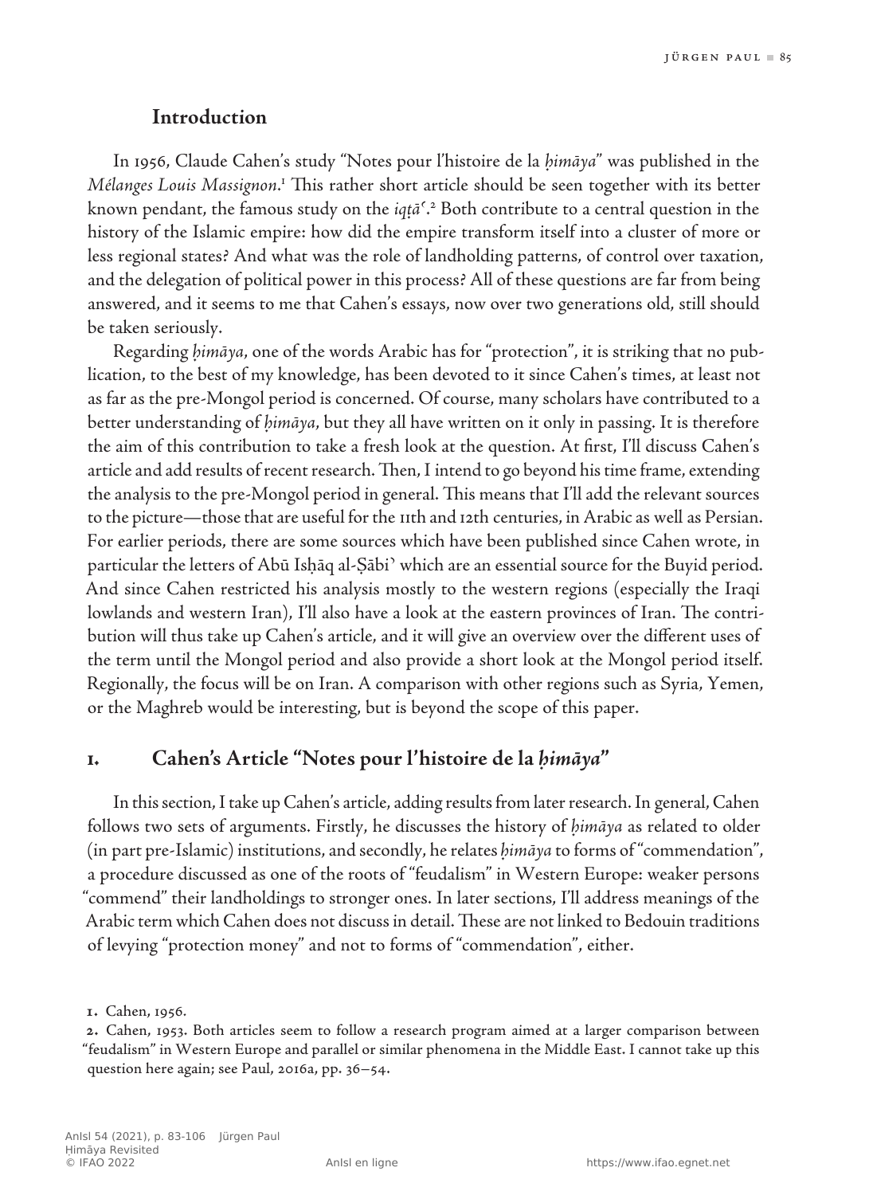## Introduction

In 1956, Claude Cahen's study "Notes pour l'histoire de la *ḥimāya*" was published in the *Mélanges Louis Massignon*.[1] This rather short article should be seen together with its better known pendant, the famous study on the *iqṭāʿ*.[2] Both contribute to a central question in the history of the Islamic empire: how did the empire transform itself into a cluster of more or less regional states? And what was the role of landholding patterns, of control over taxation, and the delegation of political power in this process? All of these questions are far from being answered, and it seems to me that Cahen's essays, now over two generations old, still should be taken seriously.

Regarding *ḥimāya*, one of the words Arabic has for "protection", it is striking that no publication, to the best of my knowledge, has been devoted to it since Cahen's times, at least not as far as the pre-Mongol period is concerned. Of course, many scholars have contributed to a better understanding of *ḥimāya*, but they all have written on it only in passing. It is therefore the aim of this contribution to take a fresh look at the question. At first, I'll discuss Cahen's article and add results of recent research. Then, I intend to go beyond his time frame, extending the analysis to the pre-Mongol period in general. This means that I'll add the relevant sources to the picture—those that are useful for the 11th and 12th centuries, in Arabic as well as Persian. For earlier periods, there are some sources which have been published since Cahen wrote, in particular the letters of Abū Isḥāq al-Ṣābiʾ which are an essential source for the Buyid period. And since Cahen restricted his analysis mostly to the western regions (especially the Iraqi lowlands and western Iran), I'll also have a look at the eastern provinces of Iran. The contribution will thus take up Cahen's article, and it will give an overview over the different uses of the term until the Mongol period and also provide a short look at the Mongol period itself. Regionally, the focus will be on Iran. A comparison with other regions such as Syria, Yemen, or the Maghreb would be interesting, but is beyond the scope of this paper.

## 1. Cahen's Article "Notes pour l'histoire de la *ḥimāya*"

In this section, I take up Cahen's article, adding results from later research. In general, Cahen follows two sets of arguments. Firstly, he discusses the history of *ḥimāya* as related to older (in part pre-Islamic) institutions, and secondly, he relates *ḥimāya* to forms of "commendation", a procedure discussed as one of the roots of "feudalism" in Western Europe: weaker persons "commend" their landholdings to stronger ones. In later sections, I'll address meanings of the Arabic term which Cahen does not discuss in detail. These are not linked to Bedouin traditions of levying "protection money" and not to forms of "commendation", either.

1. Cahen, 1956.

2. Cahen, 1953. Both articles seem to follow a research program aimed at a larger comparison between "feudalism" in Western Europe and parallel or similar phenomena in the Middle East. I cannot take up this question here again; see Paul, 2016a, pp. 36–54.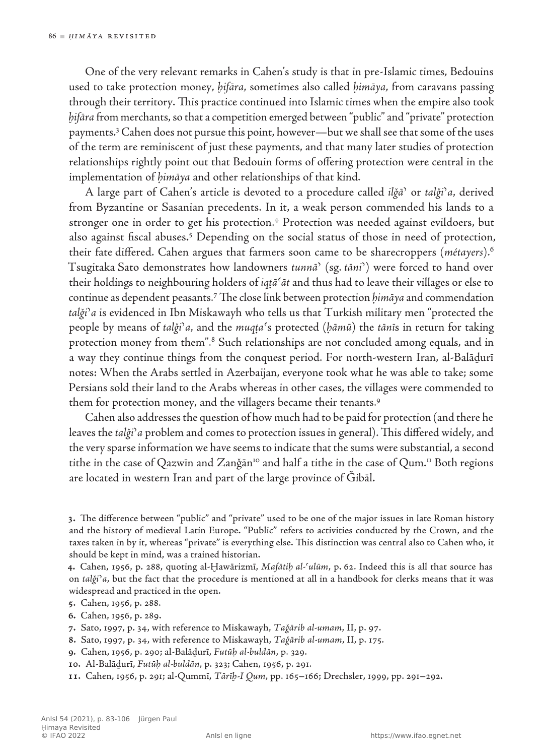One of the very relevant remarks in Cahen's study is that in pre-Islamic times, Bedouins used to take protection money, *ḫifāra*, sometimes also called *ḥimāya*, from caravans passing through their territory. This practice continued into Islamic times when the empire also took *ḫifāra* from merchants, so that a competition emerged between "public" and "private" protection payments.[3] Cahen does not pursue this point, however—but we shall see that some of the uses of the term are reminiscent of just these payments, and that many later studies of protection relationships rightly point out that Bedouin forms of offering protection were central in the implementation of *ḥimāya* and other relationships of that kind.

A large part of Cahen's article is devoted to a procedure called *ilǧāʾ* or *talǧiʾa*, derived from Byzantine or Sasanian precedents. In it, a weak person commended his lands to a stronger one in order to get his protection.[4] Protection was needed against evildoers, but also against fiscal abuses.[5] Depending on the social status of those in need of protection, their fate differed. Cahen argues that farmers soon came to be sharecroppers (*métayers*).[6] Tsugitaka Sato demonstrates how landowners *tunnāʾ* (sg. *tāniʾ*) were forced to hand over their holdings to neighbouring holders of *iqṭāʿāt* and thus had to leave their villages or else to continue as dependent peasants.[7] The close link between protection *ḥimāya* and commendation *talǧiʾa* is evidenced in Ibn Miskawayh who tells us that Turkish military men "protected the people by means of *talǧiʾa*, and the *muqṭaʿ*s protected (*ḥāmū*) the *tānī*s in return for taking protection money from them".[8] Such relationships are not concluded among equals, and in a way they continue things from the conquest period. For north-western Iran, al-Balāḏurī notes: When the Arabs settled in Azerbaijan, everyone took what he was able to take; some Persians sold their land to the Arabs whereas in other cases, the villages were commended to them for protection money, and the villagers became their tenants.[9]

Cahen also addresses the question of how much had to be paid for protection (and there he leaves the *talǧiʾa* problem and comes to protection issues in general). This differed widely, and the very sparse information we have seems to indicate that the sums were substantial, a second tithe in the case of Qazwīn and Zanǧān[10] and half a tithe in the case of Qum.[11] Both regions are located in western Iran and part of the large province of Ǧibāl.

---

3. The difference between "public" and "private" used to be one of the major issues in late Roman history and the history of medieval Latin Europe. "Public" refers to activities conducted by the Crown, and the taxes taken in by it, whereas "private" is everything else. This distinction was central also to Cahen who, it should be kept in mind, was a trained historian.

4. Cahen, 1956, p. 288, quoting al-Ḫawārizmī, *Mafātiḥ al-ʿulūm*, p. 62. Indeed this is all that source has on *talǧiʾa*, but the fact that the procedure is mentioned at all in a handbook for clerks means that it was widespread and practiced in the open.

5. Cahen, 1956, p. 288.

6. Cahen, 1956, p. 289.

7. Sato, 1997, p. 34, with reference to Miskawayh, *Taǧārib al-umam*, II, p. 97.

8. Sato, 1997, p. 34, with reference to Miskawayh, *Taǧārib al-umam*, II, p. 175.

9. Cahen, 1956, p. 290; al-Balāḏurī, *Futūḥ al-buldān*, p. 329.

10. Al-Balāḏurī, *Futūḥ al-buldān*, p. 323; Cahen, 1956, p. 291.

11. Cahen, 1956, p. 291; al-Qummī, *Tārīḫ-I Qum*, pp. 165–166; Drechsler, 1999, pp. 291–292.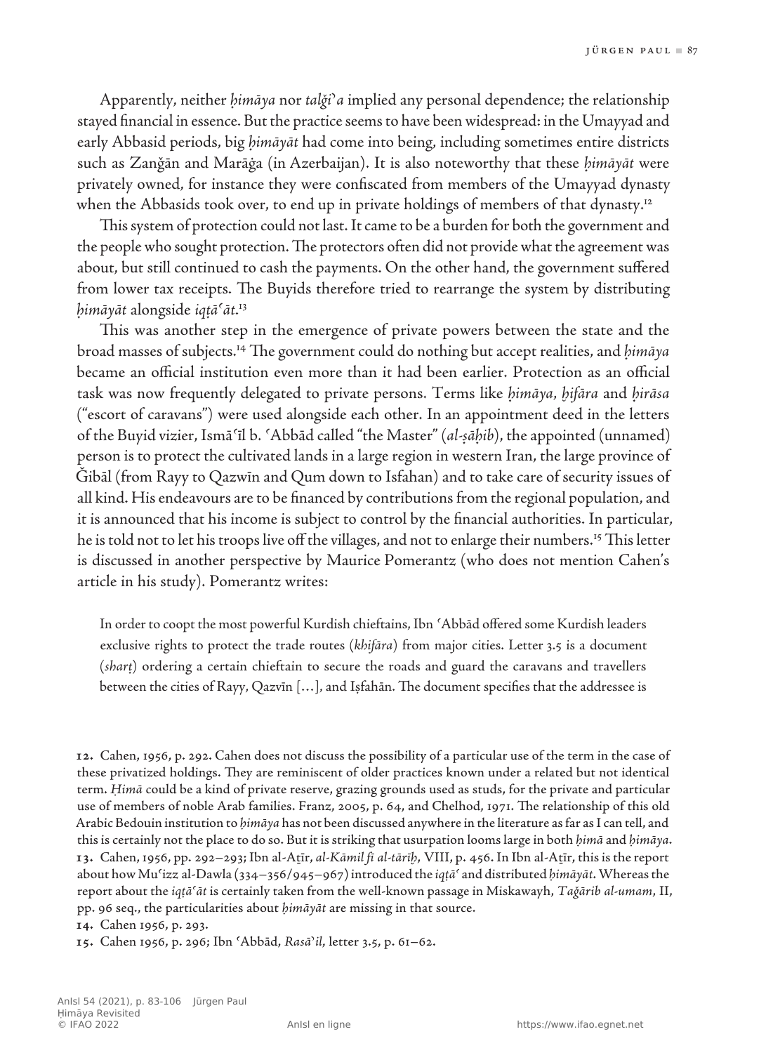Apparently, neither *ḥimāya* nor *talǧiʾa* implied any personal dependence; the relationship stayed financial in essence. But the practice seems to have been widespread: in the Umayyad and early Abbasid periods, big *ḥimāyāt* had come into being, including sometimes entire districts such as Zanǧān and Marāġa (in Azerbaijan). It is also noteworthy that these *ḥimāyāt* were privately owned, for instance they were confiscated from members of the Umayyad dynasty when the Abbasids took over, to end up in private holdings of members of that dynasty.[12]

This system of protection could not last. It came to be a burden for both the government and the people who sought protection. The protectors often did not provide what the agreement was about, but still continued to cash the payments. On the other hand, the government suffered from lower tax receipts. The Buyids therefore tried to rearrange the system by distributing *ḥimāyāt* alongside *iqṭāʿāt*.[13]

This was another step in the emergence of private powers between the state and the broad masses of subjects.[14] The government could do nothing but accept realities, and *ḥimāya* became an official institution even more than it had been earlier. Protection as an official task was now frequently delegated to private persons. Terms like *ḥimāya*, *ḫifāra* and *ḥirāsa* ("escort of caravans") were used alongside each other. In an appointment deed in the letters of the Buyid vizier, Ismāʿīl b. ʿAbbād called "the Master" (*al-ṣāḥib*), the appointed (unnamed) person is to protect the cultivated lands in a large region in western Iran, the large province of Ǧibāl (from Rayy to Qazwīn and Qum down to Isfahan) and to take care of security issues of all kind. His endeavours are to be financed by contributions from the regional population, and it is announced that his income is subject to control by the financial authorities. In particular, he is told not to let his troops live off the villages, and not to enlarge their numbers.[15] This letter is discussed in another perspective by Maurice Pomerantz (who does not mention Cahen's article in his study). Pomerantz writes:

> In order to coopt the most powerful Kurdish chieftains, Ibn ʿAbbād offered some Kurdish leaders exclusive rights to protect the trade routes (*khifāra*) from major cities. Letter 3.5 is a document (*sharṭ*) ordering a certain chieftain to secure the roads and guard the caravans and travellers between the cities of Rayy, Qazvīn […], and Iṣfahān. The document specifies that the addressee is

---

**12.** Cahen, 1956, p. 292. Cahen does not discuss the possibility of a particular use of the term in the case of these privatized holdings. They are reminiscent of older practices known under a related but not identical term. *Ḥimā* could be a kind of private reserve, grazing grounds used as studs, for the private and particular use of members of noble Arab families. Franz, 2005, p. 64, and Chelhod, 1971. The relationship of this old Arabic Bedouin institution to *ḥimāya* has not been discussed anywhere in the literature as far as I can tell, and this is certainly not the place to do so. But it is striking that usurpation looms large in both *ḥimā* and *ḥimāya*.

**13.** Cahen, 1956, pp. 292–293; Ibn al-Aṯīr, *al-Kāmil fī al-tārīḫ*, VIII, p. 456. In Ibn al-Aṯīr, this is the report about how Muʿizz al-Dawla (334–356/945–967) introduced the *iqṭāʿ* and distributed *ḥimāyāt*. Whereas the report about the *iqṭāʿāt* is certainly taken from the well-known passage in Miskawayh, *Taǧārib al-umam*, II, pp. 96 seq., the particularities about *ḥimāyāt* are missing in that source.

**14.** Cahen 1956, p. 293.

**15.** Cahen 1956, p. 296; Ibn ʿAbbād, *Rasāʾil*, letter 3.5, p. 61–62.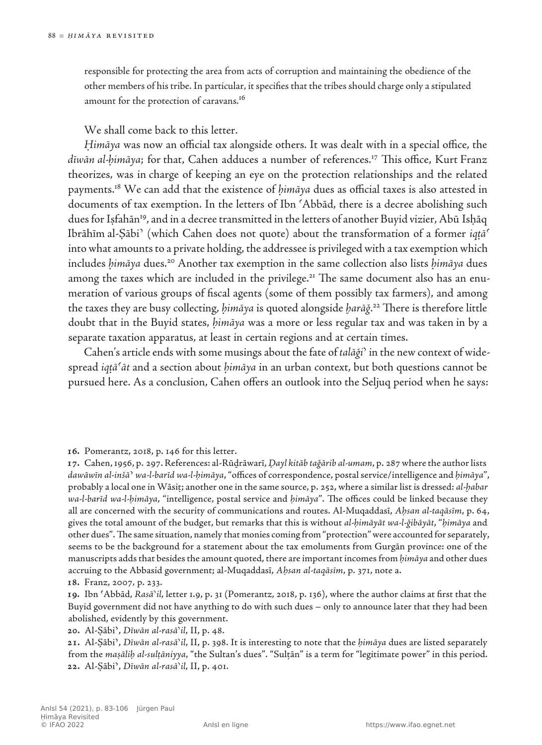responsible for protecting the area from acts of corruption and maintaining the obedience of the other members of his tribe. In particular, it specifies that the tribes should charge only a stipulated amount for the protection of caravans.[16]

We shall come back to this letter.

*Ḥimāya* was now an official tax alongside others. It was dealt with in a special office, the *dīwān al-ḥimāya*; for that, Cahen adduces a number of references.[17] This office, Kurt Franz theorizes, was in charge of keeping an eye on the protection relationships and the related payments.[18] We can add that the existence of *ḥimāya* dues as official taxes is also attested in documents of tax exemption. In the letters of Ibn ʿAbbād, there is a decree abolishing such dues for Iṣfahān[19], and in a decree transmitted in the letters of another Buyid vizier, Abū Isḥāq Ibrāhīm al-Ṣābiʾ (which Cahen does not quote) about the transformation of a former *iqṭāʿ* into what amounts to a private holding, the addressee is privileged with a tax exemption which includes *ḥimāya* dues.[20] Another tax exemption in the same collection also lists *ḥimāya* dues among the taxes which are included in the privilege.[21] The same document also has an enumeration of various groups of fiscal agents (some of them possibly tax farmers), and among the taxes they are busy collecting, *ḥimāya* is quoted alongside *ḫarāǧ*.[22] There is therefore little doubt that in the Buyid states, *ḥimāya* was a more or less regular tax and was taken in by a separate taxation apparatus, at least in certain regions and at certain times.

Cahen's article ends with some musings about the fate of *talāǧiʾ* in the new context of widespread *iqṭāʿāt* and a section about *ḥimāya* in an urban context, but both questions cannot be pursued here. As a conclusion, Cahen offers an outlook into the Seljuq period when he says:

---

**16.** Pomerantz, 2018, p. 146 for this letter.

**17.** Cahen, 1956, p. 297. References: al-Rūḏrāwarī, *Ḏayl kitāb taǧārib al-umam*, p. 287 where the author lists *dawāwīn al-inšāʾ wa-l-barīd wa-l-ḥimāya*, "offices of correspondence, postal service/intelligence and *ḥimāya*", probably a local one in Wāsiṭ; another one in the same source, p. 252, where a similar list is dressed: *al-ḫabar wa-l-barīd wa-l-ḥimāya*, "intelligence, postal service and *ḥimāya*". The offices could be linked because they all are concerned with the security of communications and routes. Al-Muqaddasī, *Aḥsan al-taqāsīm*, p. 64, gives the total amount of the budget, but remarks that this is without *al-ḥimāyāt wa-l-ǧibāyāt*, "*ḥimāya* and other dues". The same situation, namely that monies coming from "protection" were accounted for separately, seems to be the background for a statement about the tax emoluments from Gurgān province: one of the manuscripts adds that besides the amount quoted, there are important incomes from *ḥimāya* and other dues accruing to the Abbasid government; al-Muqaddasī, *Aḥsan al-taqāsīm*, p. 371, note a.

**18.** Franz, 2007, p. 233.

**19.** Ibn ʿAbbād, *Rasāʾil*, letter 1.9, p. 31 (Pomerantz, 2018, p. 136), where the author claims at first that the Buyid government did not have anything to do with such dues – only to announce later that they had been abolished, evidently by this government.

**20.** Al-Ṣābiʾ, *Dīwān al-rasāʾil*, II, p. 48.

**21.** Al-Ṣābiʾ, *Dīwān al-rasāʾil*, II, p. 398. It is interesting to note that the *ḥimāya* dues are listed separately from the *maṣāliḥ al-sulṭāniyya*, "the Sultan's dues". "Sulṭān" is a term for "legitimate power" in this period.

**22.** Al-Ṣābiʾ, *Dīwān al-rasāʾil*, II, p. 401.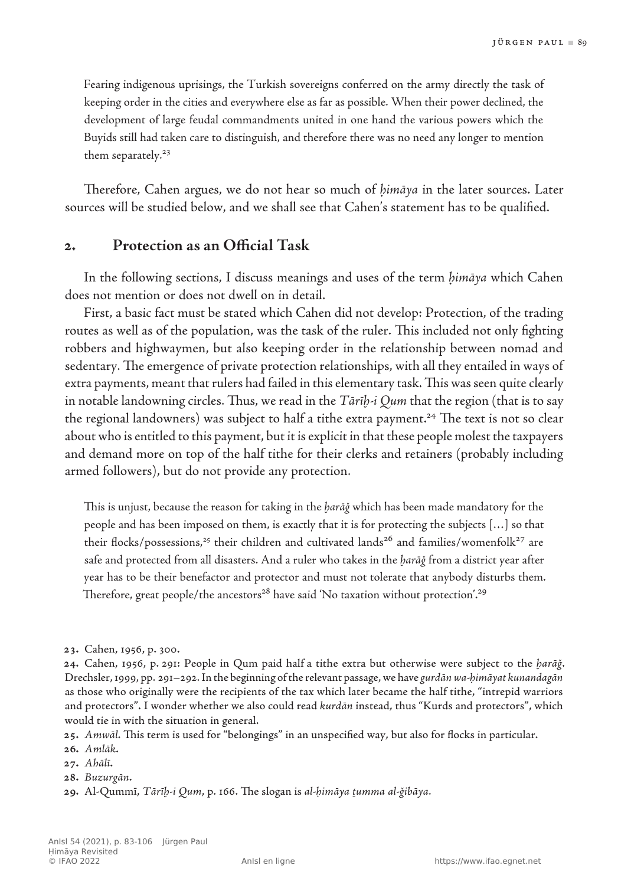> Fearing indigenous uprisings, the Turkish sovereigns conferred on the army directly the task of keeping order in the cities and everywhere else as far as possible. When their power declined, the development of large feudal commandments united in one hand the various powers which the Buyids still had taken care to distinguish, and therefore there was no need any longer to mention them separately.[23]

Therefore, Cahen argues, we do not hear so much of *ḥimāya* in the later sources. Later sources will be studied below, and we shall see that Cahen's statement has to be qualified.

## 2. Protection as an Official Task

In the following sections, I discuss meanings and uses of the term *ḥimāya* which Cahen does not mention or does not dwell on in detail.

First, a basic fact must be stated which Cahen did not develop: Protection, of the trading routes as well as of the population, was the task of the ruler. This included not only fighting robbers and highwaymen, but also keeping order in the relationship between nomad and sedentary. The emergence of private protection relationships, with all they entailed in ways of extra payments, meant that rulers had failed in this elementary task. This was seen quite clearly in notable landowning circles. Thus, we read in the *Tārīḫ-i Qum* that the region (that is to say the regional landowners) was subject to half a tithe extra payment.[24] The text is not so clear about who is entitled to this payment, but it is explicit in that these people molest the taxpayers and demand more on top of the half tithe for their clerks and retainers (probably including armed followers), but do not provide any protection.

> This is unjust, because the reason for taking in the *ḫarāǧ* which has been made mandatory for the people and has been imposed on them, is exactly that it is for protecting the subjects […] so that their flocks/possessions,[25] their children and cultivated lands[26] and families/womenfolk[27] are safe and protected from all disasters. And a ruler who takes in the *ḫarāǧ* from a district year after year has to be their benefactor and protector and must not tolerate that anybody disturbs them. Therefore, great people/the ancestors[28] have said 'No taxation without protection'.[29]

23. Cahen, 1956, p. 300.

24. Cahen, 1956, p. 291: People in Qum paid half a tithe extra but otherwise were subject to the *ḫarāǧ*. Drechsler, 1999, pp. 291–292. In the beginning of the relevant passage, we have *gurdān wa-ḥimāyat kunandagān* as those who originally were the recipients of the tax which later became the half tithe, "intrepid warriors and protectors". I wonder whether we also could read *kurdān* instead, thus "Kurds and protectors", which would tie in with the situation in general.

25. *Amwāl*. This term is used for "belongings" in an unspecified way, but also for flocks in particular.

26. *Amlāk*.

27. *Ahālī*.

28. *Buzurgān*.

29. Al-Qummī, *Tārīḫ-i Qum*, p. 166. The slogan is *al-ḥimāya ṯumma al-ǧibāya*.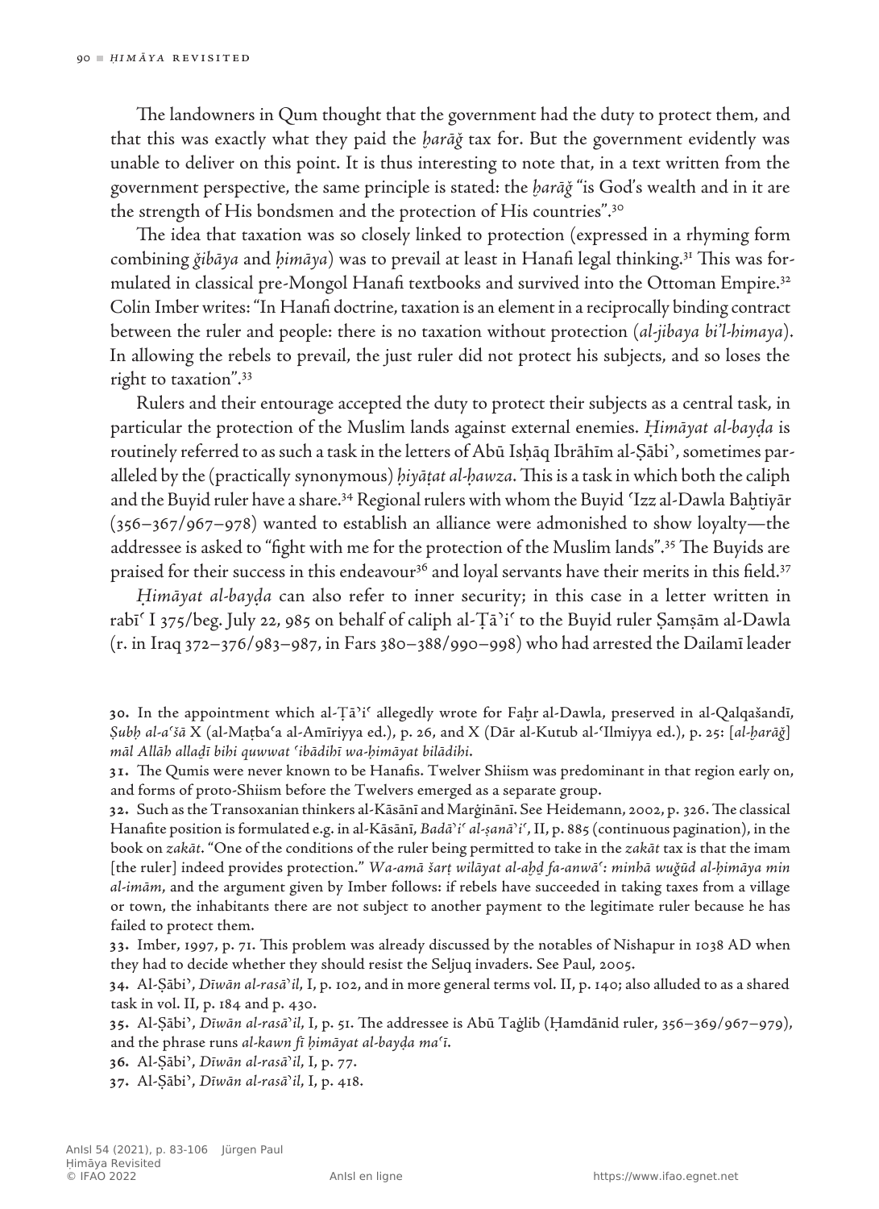The landowners in Qum thought that the government had the duty to protect them, and that this was exactly what they paid the *ḫarāǧ* tax for. But the government evidently was unable to deliver on this point. It is thus interesting to note that, in a text written from the government perspective, the same principle is stated: the *ḫarāǧ* "is God's wealth and in it are the strength of His bondsmen and the protection of His countries".[30]

The idea that taxation was so closely linked to protection (expressed in a rhyming form combining *ǧibāya* and *ḥimāya*) was to prevail at least in Hanafi legal thinking.[31] This was formulated in classical pre-Mongol Hanafi textbooks and survived into the Ottoman Empire.[32] Colin Imber writes: "In Hanafi doctrine, taxation is an element in a reciprocally binding contract between the ruler and people: there is no taxation without protection (*al-jibaya bi'l-himaya*). In allowing the rebels to prevail, the just ruler did not protect his subjects, and so loses the right to taxation".[33]

Rulers and their entourage accepted the duty to protect their subjects as a central task, in particular the protection of the Muslim lands against external enemies. *Ḥimāyat al-bayḍa* is routinely referred to as such a task in the letters of Abū Isḥāq Ibrāhīm al-Ṣābi', sometimes paralleled by the (practically synonymous) *ḥiyāṭat al-ḥawza*. This is a task in which both the caliph and the Buyid ruler have a share.[34] Regional rulers with whom the Buyid ʿIzz al-Dawla Baḫtiyār (356–367/967–978) wanted to establish an alliance were admonished to show loyalty—the addressee is asked to "fight with me for the protection of the Muslim lands".[35] The Buyids are praised for their success in this endeavour[36] and loyal servants have their merits in this field.[37]

*Ḥimāyat al-bayḍa* can also refer to inner security; in this case in a letter written in rabīʿ I 375/beg. July 22, 985 on behalf of caliph al-Ṭā'iʿ to the Buyid ruler Ṣamṣām al-Dawla (r. in Iraq 372–376/983–987, in Fars 380–388/990–998) who had arrested the Dailamī leader

30. In the appointment which al-Ṭā'iʿ allegedly wrote for Faḫr al-Dawla, preserved in al-Qalqašandī, *Ṣubḥ al-aʿšā* X (al-Maṭbaʿa al-Amīriyya ed.), p. 26, and X (Dār al-Kutub al-ʿIlmiyya ed.), p. 25: [*al-ḫarāǧ*] *māl Allāh allaḏī bihi quwwat ʿibādihī wa-ḥimāyat bilādihi*.

31. The Qumis were never known to be Hanafis. Twelver Shiism was predominant in that region early on, and forms of proto-Shiism before the Twelvers emerged as a separate group.

32. Such as the Transoxanian thinkers al-Kāsānī and Marġinānī. See Heidemann, 2002, p. 326. The classical Hanafite position is formulated e.g. in al-Kāsānī, *Badā'iʿ al-ṣanā'iʿ*, II, p. 885 (continuous pagination), in the book on *zakāt*. "One of the conditions of the ruler being permitted to take in the *zakāt* tax is that the imam [the ruler] indeed provides protection." *Wa-amā šarṭ wilāyat al-aḫḏ fa-anwāʿ: minhā wuǧūd al-ḥimāya min al-imām*, and the argument given by Imber follows: if rebels have succeeded in taking taxes from a village or town, the inhabitants there are not subject to another payment to the legitimate ruler because he has failed to protect them.

33. Imber, 1997, p. 71. This problem was already discussed by the notables of Nishapur in 1038 AD when they had to decide whether they should resist the Seljuq invaders. See Paul, 2005.

34. Al-Ṣābi', *Dīwān al-rasā'il*, I, p. 102, and in more general terms vol. II, p. 140; also alluded to as a shared task in vol. II, p. 184 and p. 430.

35. Al-Ṣābi', *Dīwān al-rasā'il*, I, p. 51. The addressee is Abū Taġlib (Ḥamdānid ruler, 356–369/967–979), and the phrase runs *al-kawn fī ḥimāyat al-bayḍa maʿī*.

36. Al-Ṣābi', *Dīwān al-rasā'il*, I, p. 77.

37. Al-Ṣābi', *Dīwān al-rasā'il*, I, p. 418.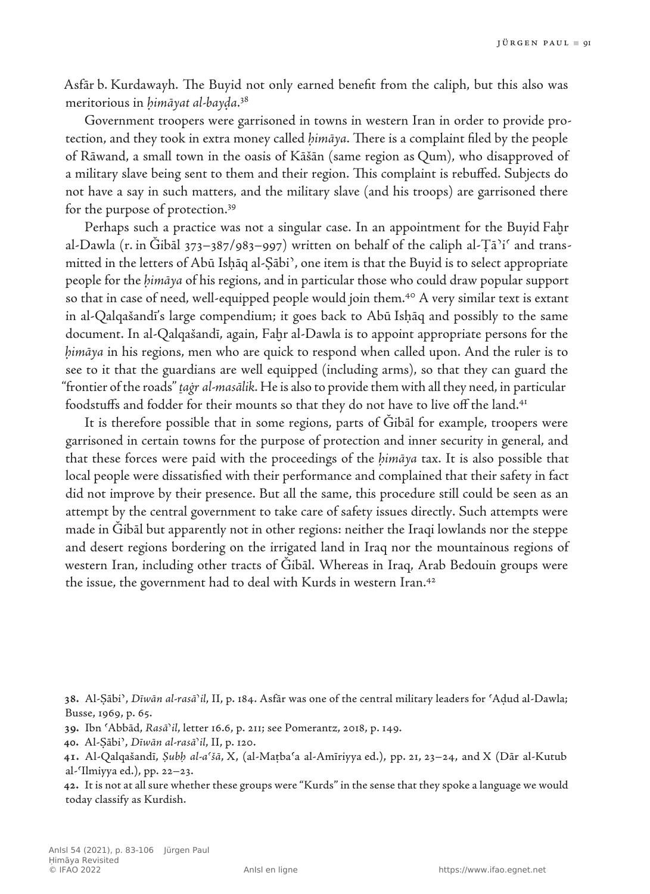Asfār b. Kurdawayh. The Buyid not only earned benefit from the caliph, but this also was meritorious in *ḥimāyat al-bayḍa*.[38]

Government troopers were garrisoned in towns in western Iran in order to provide protection, and they took in extra money called *ḥimāya*. There is a complaint filed by the people of Rāwand, a small town in the oasis of Kāšān (same region as Qum), who disapproved of a military slave being sent to them and their region. This complaint is rebuffed. Subjects do not have a say in such matters, and the military slave (and his troops) are garrisoned there for the purpose of protection.[39]

Perhaps such a practice was not a singular case. In an appointment for the Buyid Faḫr al-Dawla (r. in Ǧibāl 373–387/983–997) written on behalf of the caliph al-Ṭāʾiʿ and transmitted in the letters of Abū Isḥāq al-Ṣābiʾ, one item is that the Buyid is to select appropriate people for the *ḥimāya* of his regions, and in particular those who could draw popular support so that in case of need, well-equipped people would join them.[40] A very similar text is extant in al-Qalqašandī's large compendium; it goes back to Abū Isḥāq and possibly to the same document. In al-Qalqašandī, again, Faḫr al-Dawla is to appoint appropriate persons for the *ḥimāya* in his regions, men who are quick to respond when called upon. And the ruler is to see to it that the guardians are well equipped (including arms), so that they can guard the "frontier of the roads" *ṯaġr al-masālik*. He is also to provide them with all they need, in particular foodstuffs and fodder for their mounts so that they do not have to live off the land.[41]

It is therefore possible that in some regions, parts of Ǧibāl for example, troopers were garrisoned in certain towns for the purpose of protection and inner security in general, and that these forces were paid with the proceedings of the *ḥimāya* tax. It is also possible that local people were dissatisfied with their performance and complained that their safety in fact did not improve by their presence. But all the same, this procedure still could be seen as an attempt by the central government to take care of safety issues directly. Such attempts were made in Ǧibāl but apparently not in other regions: neither the Iraqi lowlands nor the steppe and desert regions bordering on the irrigated land in Iraq nor the mountainous regions of western Iran, including other tracts of Ǧibāl. Whereas in Iraq, Arab Bedouin groups were the issue, the government had to deal with Kurds in western Iran.[42]

38. Al-Ṣābiʾ, *Dīwān al-rasāʾil*, II, p. 184. Asfār was one of the central military leaders for ʿAḍud al-Dawla; Busse, 1969, p. 65.

39. Ibn ʿAbbād, *Rasāʾil*, letter 16.6, p. 211; see Pomerantz, 2018, p. 149.

40. Al-Ṣābiʾ, *Dīwān al-rasāʾil*, II, p. 120.

41. Al-Qalqašandī, *Ṣubḥ al-aʿšā*, X, (al-Maṭbaʿa al-Amīriyya ed.), pp. 21, 23–24, and X (Dār al-Kutub al-ʿIlmiyya ed.), pp. 22–23.

42. It is not at all sure whether these groups were "Kurds" in the sense that they spoke a language we would today classify as Kurdish.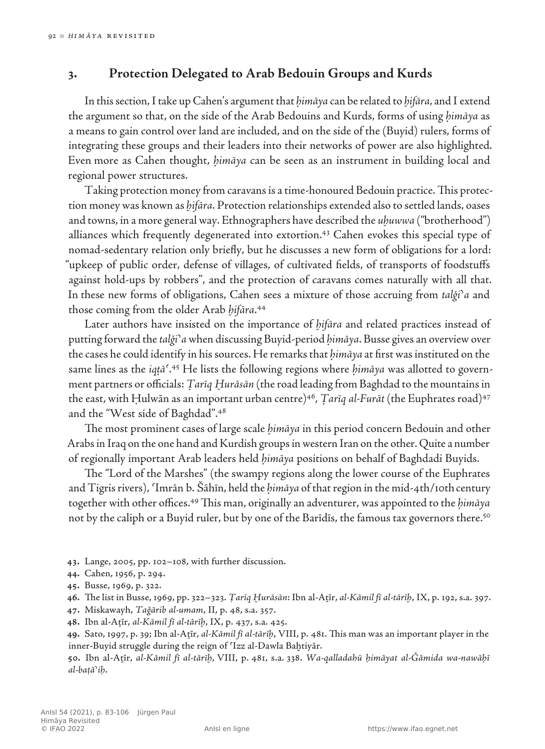## 3. Protection Delegated to Arab Bedouin Groups and Kurds

In this section, I take up Cahen's argument that *ḥimāya* can be related to *ḫifāra*, and I extend the argument so that, on the side of the Arab Bedouins and Kurds, forms of using *ḥimāya* as a means to gain control over land are included, and on the side of the (Buyid) rulers, forms of integrating these groups and their leaders into their networks of power are also highlighted. Even more as Cahen thought, *ḥimāya* can be seen as an instrument in building local and regional power structures.

Taking protection money from caravans is a time-honoured Bedouin practice. This protection money was known as *ḫifāra*. Protection relationships extended also to settled lands, oases and towns, in a more general way. Ethnographers have described the *uḫuwwa* ("brotherhood") alliances which frequently degenerated into extortion.[43] Cahen evokes this special type of nomad-sedentary relation only briefly, but he discusses a new form of obligations for a lord: "upkeep of public order, defense of villages, of cultivated fields, of transports of foodstuffs against hold-ups by robbers", and the protection of caravans comes naturally with all that. In these new forms of obligations, Cahen sees a mixture of those accruing from *talǧiʾa* and those coming from the older Arab *ḫifāra*.[44]

Later authors have insisted on the importance of *ḫifāra* and related practices instead of putting forward the *talǧiʾa* when discussing Buyid-period *ḥimāya*. Busse gives an overview over the cases he could identify in his sources. He remarks that *ḥimāya* at first was instituted on the same lines as the *iqṭāʿ*.[45] He lists the following regions where *ḥimāya* was allotted to government partners or officials: *Ṭarīq Ḫurāsān* (the road leading from Baghdad to the mountains in the east, with Ḥulwān as an important urban centre)[46], *Ṭarīq al-Furāt* (the Euphrates road)[47] and the "West side of Baghdad".[48]

The most prominent cases of large scale *ḥimāya* in this period concern Bedouin and other Arabs in Iraq on the one hand and Kurdish groups in western Iran on the other. Quite a number of regionally important Arab leaders held *ḥimāya* positions on behalf of Baghdadi Buyids.

The "Lord of the Marshes" (the swampy regions along the lower course of the Euphrates and Tigris rivers), ʿImrān b. Šāhīn, held the *ḥimāya* of that region in the mid-4th/10th century together with other offices.[49] This man, originally an adventurer, was appointed to the *ḥimāya* not by the caliph or a Buyid ruler, but by one of the Barīdīs, the famous tax governors there.[50]

43. Lange, 2005, pp. 102–108, with further discussion.

44. Cahen, 1956, p. 294.

45. Busse, 1969, p. 322.

46. The list in Busse, 1969, pp. 322–323. *Ṭarīq Ḫurāsān*: Ibn al-Aṯīr, *al-Kāmil fī al-tārīḫ*, IX, p. 192, s.a. 397.

47. Miskawayh, *Taǧārib al-umam*, II, p. 48, s.a. 357.

48. Ibn al-Aṯīr, *al-Kāmil fī al-tārīḫ*, IX, p. 437, s.a. 425.

49. Sato, 1997, p. 39; Ibn al-Aṯīr, *al-Kāmil fī al-tārīḫ*, VIII, p. 481. This man was an important player in the inner-Buyid struggle during the reign of ʿIzz al-Dawla Baḫtiyār.

50. Ibn al-Aṯīr, *al-Kāmil fī al-tārīḫ*, VIII, p. 481, s.a. 338. *Wa-qalladahū ḥimāyat al-Ǧāmida wa-nawāḥī al-baṭāʾiḥ*.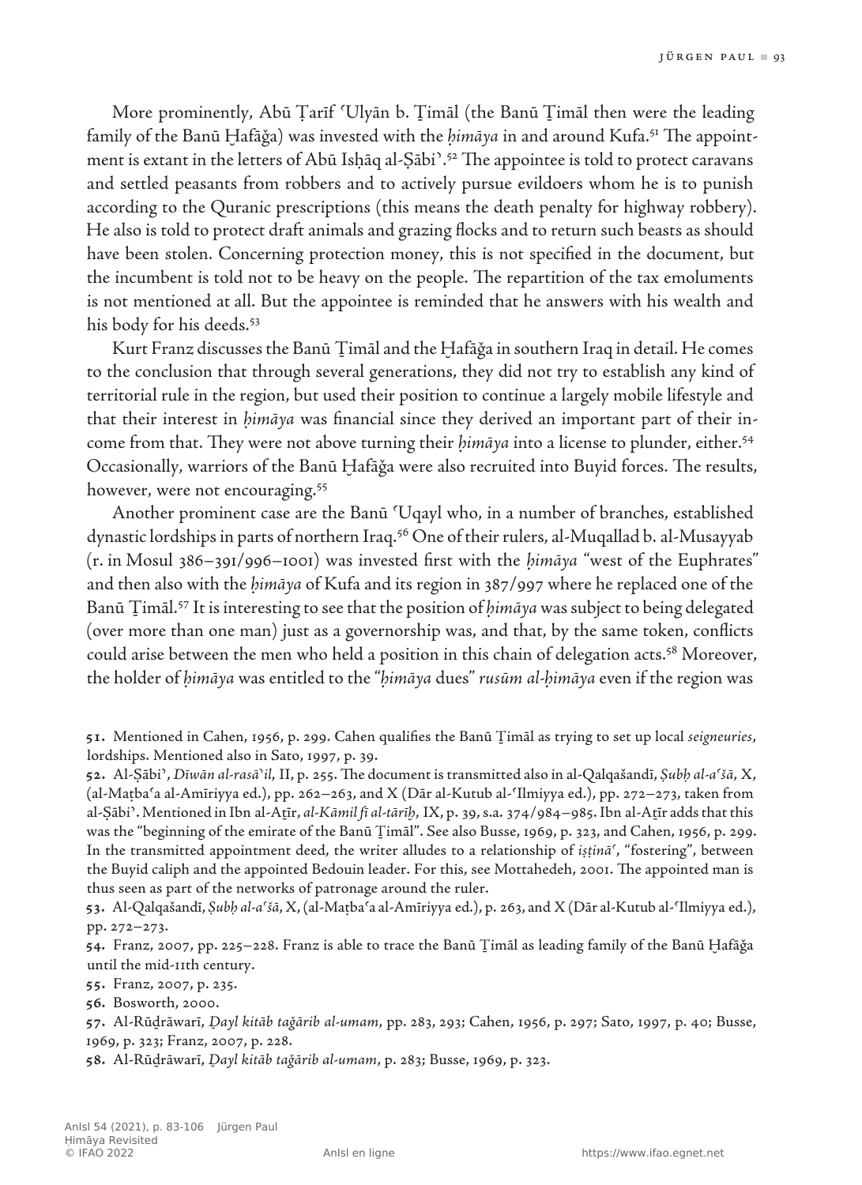More prominently, Abū Ṭarīf ʿUlyān b. Ṯimāl (the Banū Ṯimāl then were the leading family of the Banū Ḫafāǧa) was invested with the *ḥimāya* in and around Kufa.[51] The appointment is extant in the letters of Abū Isḥāq al-Ṣābiʾ.[52] The appointee is told to protect caravans and settled peasants from robbers and to actively pursue evildoers whom he is to punish according to the Quranic prescriptions (this means the death penalty for highway robbery). He also is told to protect draft animals and grazing flocks and to return such beasts as should have been stolen. Concerning protection money, this is not specified in the document, but the incumbent is told not to be heavy on the people. The repartition of the tax emoluments is not mentioned at all. But the appointee is reminded that he answers with his wealth and his body for his deeds.[53]

Kurt Franz discusses the Banū Ṯimāl and the Ḫafāǧa in southern Iraq in detail. He comes to the conclusion that through several generations, they did not try to establish any kind of territorial rule in the region, but used their position to continue a largely mobile lifestyle and that their interest in *ḥimāya* was financial since they derived an important part of their income from that. They were not above turning their *ḥimāya* into a license to plunder, either.[54] Occasionally, warriors of the Banū Ḫafāǧa were also recruited into Buyid forces. The results, however, were not encouraging.[55]

Another prominent case are the Banū ʿUqayl who, in a number of branches, established dynastic lordships in parts of northern Iraq.[56] One of their rulers, al-Muqallad b. al-Musayyab (r. in Mosul 386–391/996–1001) was invested first with the *ḥimāya* "west of the Euphrates" and then also with the *ḥimāya* of Kufa and its region in 387/997 where he replaced one of the Banū Ṯimāl.[57] It is interesting to see that the position of *ḥimāya* was subject to being delegated (over more than one man) just as a governorship was, and that, by the same token, conflicts could arise between the men who held a position in this chain of delegation acts.[58] Moreover, the holder of *ḥimāya* was entitled to the "*ḥimāya* dues" *rusūm al-ḥimāya* even if the region was

51. Mentioned in Cahen, 1956, p. 299. Cahen qualifies the Banū Ṯimāl as trying to set up local *seigneuries*, lordships. Mentioned also in Sato, 1997, p. 39.

52. Al-Ṣābiʾ, *Dīwān al-rasāʾil*, II, p. 255. The document is transmitted also in al-Qalqašandī, *Ṣubḥ al-aʿšā*, X, (al-Maṭbaʿa al-Amīriyya ed.), pp. 262–263, and X (Dār al-Kutub al-ʿIlmiyya ed.), pp. 272–273, taken from al-Ṣābiʾ. Mentioned in Ibn al-Aṯīr, *al-Kāmil fī al-tārīḫ*, IX, p. 39, s.a. 374/984–985. Ibn al-Aṯīr adds that this was the "beginning of the emirate of the Banū Ṯimāl". See also Busse, 1969, p. 323, and Cahen, 1956, p. 299. In the transmitted appointment deed, the writer alludes to a relationship of *iṣṭināʿ*, "fostering", between the Buyid caliph and the appointed Bedouin leader. For this, see Mottahedeh, 2001. The appointed man is thus seen as part of the networks of patronage around the ruler.

53. Al-Qalqašandī, *Ṣubḥ al-aʿšā*, X, (al-Maṭbaʿa al-Amīriyya ed.), p. 263, and X (Dār al-Kutub al-ʿIlmiyya ed.), pp. 272–273.

54. Franz, 2007, pp. 225–228. Franz is able to trace the Banū Ṯimāl as leading family of the Banū Ḫafāǧa until the mid-11th century.

55. Franz, 2007, p. 235.

56. Bosworth, 2000.

57. Al-Rūḏrāwarī, *Ḏayl kitāb taǧārib al-umam*, pp. 283, 293; Cahen, 1956, p. 297; Sato, 1997, p. 40; Busse, 1969, p. 323; Franz, 2007, p. 228.

58. Al-Rūḏrāwarī, *Ḏayl kitāb taǧārib al-umam*, p. 283; Busse, 1969, p. 323.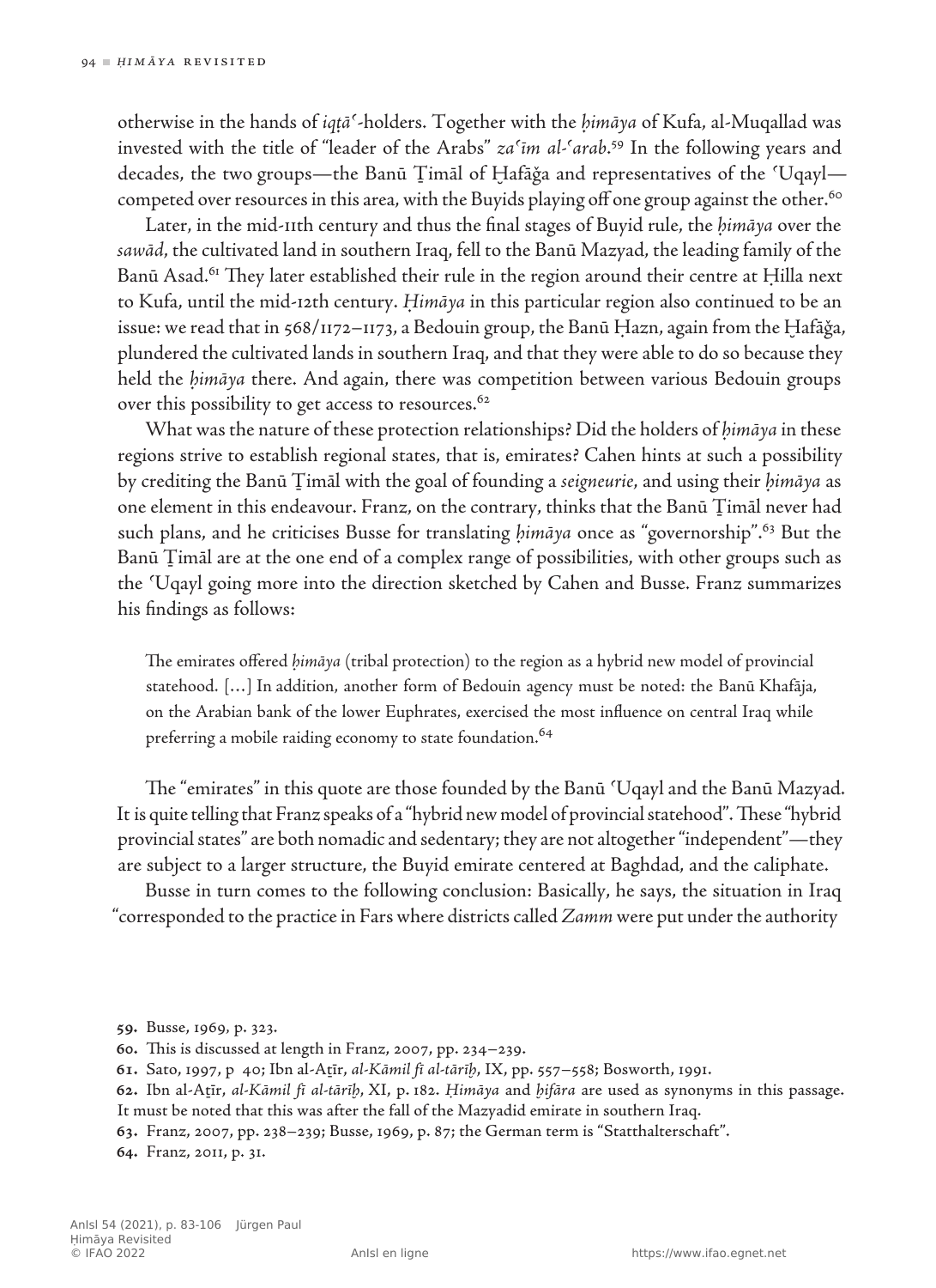otherwise in the hands of *iqṭāʿ*-holders. Together with the *ḥimāya* of Kufa, al-Muqallad was invested with the title of "leader of the Arabs" *zaʿīm al-ʿarab*.[59] In the following years and decades, the two groups—the Banū Ṯimāl of Ḫafāǧa and representatives of the ʿUqayl—competed over resources in this area, with the Buyids playing off one group against the other.[60]

Later, in the mid-11th century and thus the final stages of Buyid rule, the *ḥimāya* over the *sawād*, the cultivated land in southern Iraq, fell to the Banū Mazyad, the leading family of the Banū Asad.[61] They later established their rule in the region around their centre at Ḥilla next to Kufa, until the mid-12th century. *Ḥimāya* in this particular region also continued to be an issue: we read that in 568/1172–1173, a Bedouin group, the Banū Ḥazn, again from the Ḫafāǧa, plundered the cultivated lands in southern Iraq, and that they were able to do so because they held the *ḥimāya* there. And again, there was competition between various Bedouin groups over this possibility to get access to resources.[62]

What was the nature of these protection relationships? Did the holders of *ḥimāya* in these regions strive to establish regional states, that is, emirates? Cahen hints at such a possibility by crediting the Banū Ṯimāl with the goal of founding a *seigneurie*, and using their *ḥimāya* as one element in this endeavour. Franz, on the contrary, thinks that the Banū Ṯimāl never had such plans, and he criticises Busse for translating *ḥimāya* once as "governorship".[63] But the Banū Ṯimāl are at the one end of a complex range of possibilities, with other groups such as the ʿUqayl going more into the direction sketched by Cahen and Busse. Franz summarizes his findings as follows:

> The emirates offered *ḥimāya* (tribal protection) to the region as a hybrid new model of provincial statehood. […] In addition, another form of Bedouin agency must be noted: the Banū Khafāja, on the Arabian bank of the lower Euphrates, exercised the most influence on central Iraq while preferring a mobile raiding economy to state foundation.[64]

The "emirates" in this quote are those founded by the Banū ʿUqayl and the Banū Mazyad. It is quite telling that Franz speaks of a "hybrid new model of provincial statehood". These "hybrid provincial states" are both nomadic and sedentary; they are not altogether "independent"—they are subject to a larger structure, the Buyid emirate centered at Baghdad, and the caliphate.

Busse in turn comes to the following conclusion: Basically, he says, the situation in Iraq "corresponded to the practice in Fars where districts called *Zamm* were put under the authority

59. Busse, 1969, p. 323.
60. This is discussed at length in Franz, 2007, pp. 234–239.
61. Sato, 1997, p 40; Ibn al-Aṯīr, *al-Kāmil fī al-tārīḫ*, IX, pp. 557–558; Bosworth, 1991.
62. Ibn al-Aṯīr, *al-Kāmil fī al-tārīḫ*, XI, p. 182. *Ḥimāya* and *ḫifāra* are used as synonyms in this passage. It must be noted that this was after the fall of the Mazyadid emirate in southern Iraq.
63. Franz, 2007, pp. 238–239; Busse, 1969, p. 87; the German term is "Statthalterschaft".
64. Franz, 2011, p. 31.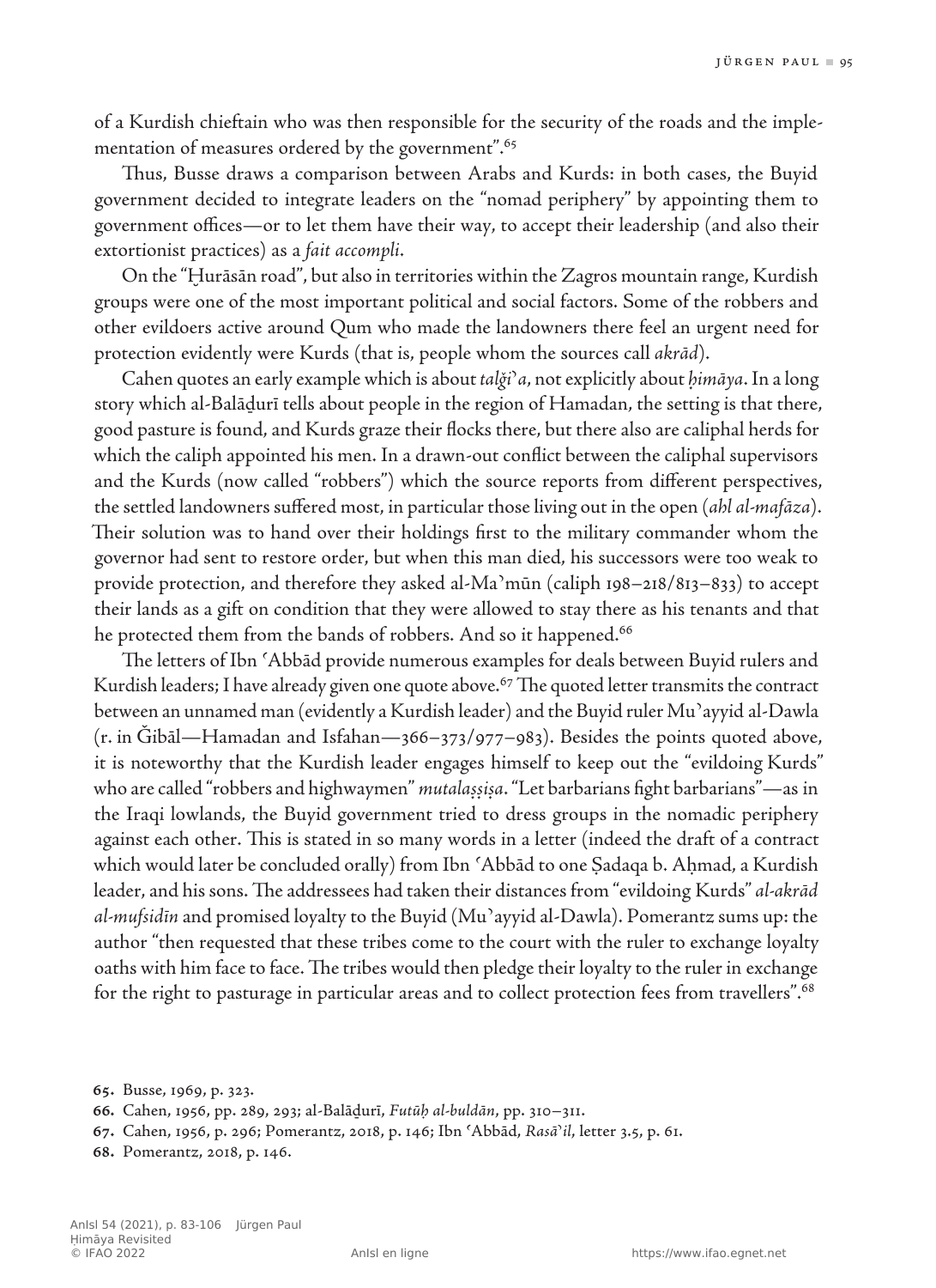of a Kurdish chieftain who was then responsible for the security of the roads and the implementation of measures ordered by the government".[65]

Thus, Busse draws a comparison between Arabs and Kurds: in both cases, the Buyid government decided to integrate leaders on the "nomad periphery" by appointing them to government offices—or to let them have their way, to accept their leadership (and also their extortionist practices) as a *fait accompli*.

On the "Ḫurāsān road", but also in territories within the Zagros mountain range, Kurdish groups were one of the most important political and social factors. Some of the robbers and other evildoers active around Qum who made the landowners there feel an urgent need for protection evidently were Kurds (that is, people whom the sources call *akrād*).

Cahen quotes an early example which is about *talǧiʾa*, not explicitly about *ḥimāya*. In a long story which al-Balāḏurī tells about people in the region of Hamadan, the setting is that there, good pasture is found, and Kurds graze their flocks there, but there also are caliphal herds for which the caliph appointed his men. In a drawn-out conflict between the caliphal supervisors and the Kurds (now called "robbers") which the source reports from different perspectives, the settled landowners suffered most, in particular those living out in the open (*ahl al-mafāza*). Their solution was to hand over their holdings first to the military commander whom the governor had sent to restore order, but when this man died, his successors were too weak to provide protection, and therefore they asked al-Maʾmūn (caliph 198–218/813–833) to accept their lands as a gift on condition that they were allowed to stay there as his tenants and that he protected them from the bands of robbers. And so it happened.[66]

The letters of Ibn ʿAbbād provide numerous examples for deals between Buyid rulers and Kurdish leaders; I have already given one quote above.[67] The quoted letter transmits the contract between an unnamed man (evidently a Kurdish leader) and the Buyid ruler Muʾayyid al-Dawla (r. in Ǧibāl—Hamadan and Isfahan—366–373/977–983). Besides the points quoted above, it is noteworthy that the Kurdish leader engages himself to keep out the "evildoing Kurds" who are called "robbers and highwaymen" *mutalaṣṣiṣa*. "Let barbarians fight barbarians"—as in the Iraqi lowlands, the Buyid government tried to dress groups in the nomadic periphery against each other. This is stated in so many words in a letter (indeed the draft of a contract which would later be concluded orally) from Ibn ʿAbbād to one Ṣadaqa b. Aḥmad, a Kurdish leader, and his sons. The addressees had taken their distances from "evildoing Kurds" *al-akrād al-mufsidīn* and promised loyalty to the Buyid (Muʾayyid al-Dawla). Pomerantz sums up: the author "then requested that these tribes come to the court with the ruler to exchange loyalty oaths with him face to face. The tribes would then pledge their loyalty to the ruler in exchange for the right to pasturage in particular areas and to collect protection fees from travellers".[68]

**65.** Busse, 1969, p. 323.

**66.** Cahen, 1956, pp. 289, 293; al-Balāḏurī, *Futūḥ al-buldān*, pp. 310–311.

**67.** Cahen, 1956, p. 296; Pomerantz, 2018, p. 146; Ibn ʿAbbād, *Rasāʾil*, letter 3.5, p. 61.

**68.** Pomerantz, 2018, p. 146.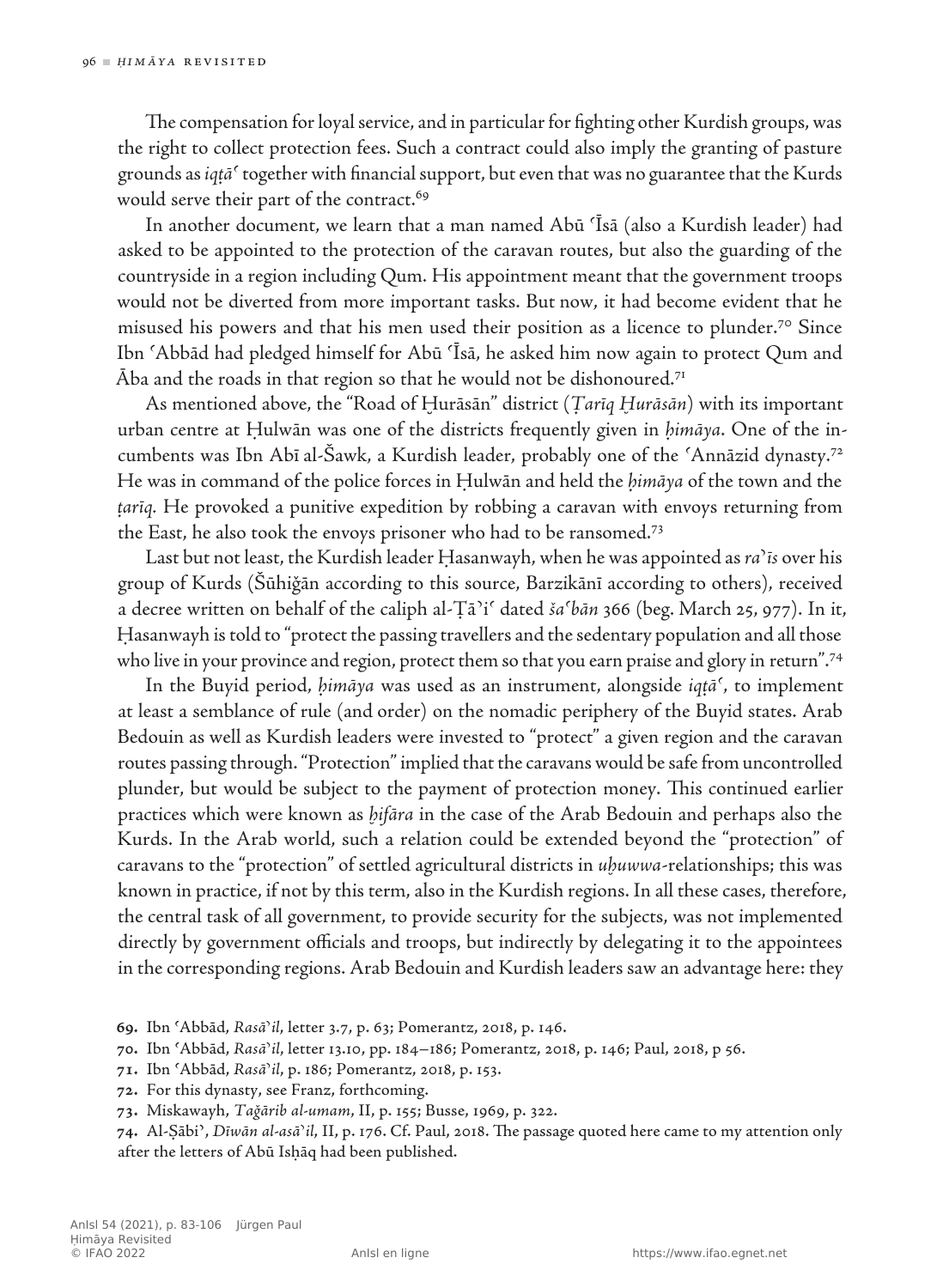The compensation for loyal service, and in particular for fighting other Kurdish groups, was the right to collect protection fees. Such a contract could also imply the granting of pasture grounds as *iqṭāʿ* together with financial support, but even that was no guarantee that the Kurds would serve their part of the contract.[69]

In another document, we learn that a man named Abū ʿĪsā (also a Kurdish leader) had asked to be appointed to the protection of the caravan routes, but also the guarding of the countryside in a region including Qum. His appointment meant that the government troops would not be diverted from more important tasks. But now, it had become evident that he misused his powers and that his men used their position as a licence to plunder.[70] Since Ibn ʿAbbād had pledged himself for Abū ʿĪsā, he asked him now again to protect Qum and Āba and the roads in that region so that he would not be dishonoured.[71]

As mentioned above, the "Road of Ḫurāsān" district (*Ṭarīq Ḫurāsān*) with its important urban centre at Ḥulwān was one of the districts frequently given in *ḥimāya*. One of the incumbents was Ibn Abī al-Šawk, a Kurdish leader, probably one of the ʿAnnāzid dynasty.[72] He was in command of the police forces in Ḥulwān and held the *ḥimāya* of the town and the *ṭarīq.* He provoked a punitive expedition by robbing a caravan with envoys returning from the East, he also took the envoys prisoner who had to be ransomed.[73]

Last but not least, the Kurdish leader Ḥasanwayh, when he was appointed as *raʾīs* over his group of Kurds (Šūhiǧān according to this source, Barzikānī according to others), received a decree written on behalf of the caliph al-Ṭāʾiʿ dated *šaʿbān* 366 (beg. March 25, 977). In it, Ḥasanwayh is told to "protect the passing travellers and the sedentary population and all those who live in your province and region, protect them so that you earn praise and glory in return".[74]

In the Buyid period, *ḥimāya* was used as an instrument, alongside *iqṭāʿ*, to implement at least a semblance of rule (and order) on the nomadic periphery of the Buyid states. Arab Bedouin as well as Kurdish leaders were invested to "protect" a given region and the caravan routes passing through. "Protection" implied that the caravans would be safe from uncontrolled plunder, but would be subject to the payment of protection money. This continued earlier practices which were known as *ḫifāra* in the case of the Arab Bedouin and perhaps also the Kurds. In the Arab world, such a relation could be extended beyond the "protection" of caravans to the "protection" of settled agricultural districts in *uḫuwwa*-relationships; this was known in practice, if not by this term, also in the Kurdish regions. In all these cases, therefore, the central task of all government, to provide security for the subjects, was not implemented directly by government officials and troops, but indirectly by delegating it to the appointees in the corresponding regions. Arab Bedouin and Kurdish leaders saw an advantage here: they

**69.** Ibn ʿAbbād, *Rasāʾil*, letter 3.7, p. 63; Pomerantz, 2018, p. 146.

**70.** Ibn ʿAbbād, *Rasāʾil*, letter 13.10, pp. 184–186; Pomerantz, 2018, p. 146; Paul, 2018, p 56.

**71.** Ibn ʿAbbād, *Rasāʾil*, p. 186; Pomerantz, 2018, p. 153.

**72.** For this dynasty, see Franz, forthcoming.

**73.** Miskawayh, *Taǧārib al-umam*, II, p. 155; Busse, 1969, p. 322.

**74.** Al-Ṣābiʾ, *Dīwān al-asāʾil*, II, p. 176. Cf. Paul, 2018. The passage quoted here came to my attention only after the letters of Abū Isḥāq had been published.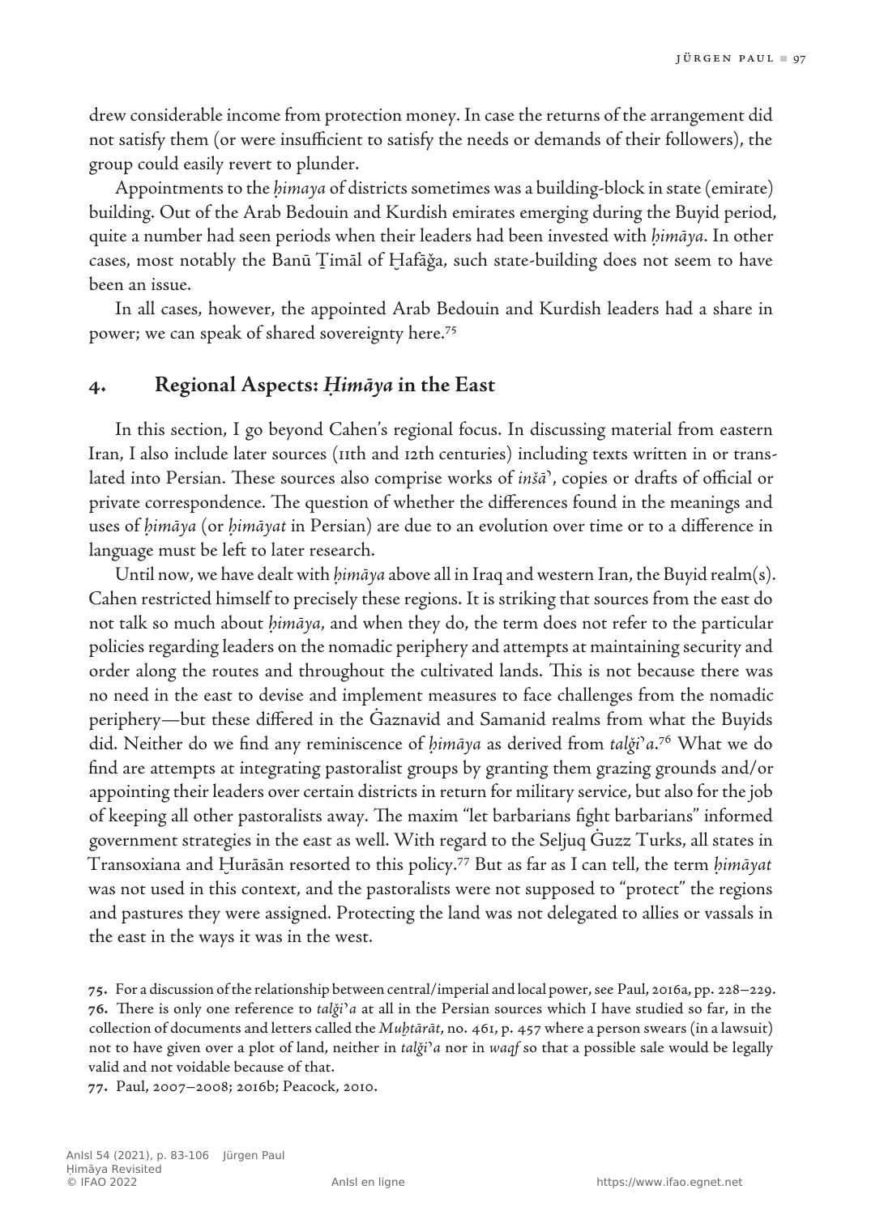drew considerable income from protection money. In case the returns of the arrangement did not satisfy them (or were insufficient to satisfy the needs or demands of their followers), the group could easily revert to plunder.

Appointments to the *ḥimaya* of districts sometimes was a building-block in state (emirate) building. Out of the Arab Bedouin and Kurdish emirates emerging during the Buyid period, quite a number had seen periods when their leaders had been invested with *ḥimāya*. In other cases, most notably the Banū Ṯimāl of Ḫafāǧa, such state-building does not seem to have been an issue.

In all cases, however, the appointed Arab Bedouin and Kurdish leaders had a share in power; we can speak of shared sovereignty here.[75]

## 4. Regional Aspects: *Ḥimāya* in the East

In this section, I go beyond Cahen's regional focus. In discussing material from eastern Iran, I also include later sources (11th and 12th centuries) including texts written in or translated into Persian. These sources also comprise works of *inšā*ʾ, copies or drafts of official or private correspondence. The question of whether the differences found in the meanings and uses of *ḥimāya* (or *ḥimāyat* in Persian) are due to an evolution over time or to a difference in language must be left to later research.

Until now, we have dealt with *ḥimāya* above all in Iraq and western Iran, the Buyid realm(s). Cahen restricted himself to precisely these regions. It is striking that sources from the east do not talk so much about *ḥimāya*, and when they do, the term does not refer to the particular policies regarding leaders on the nomadic periphery and attempts at maintaining security and order along the routes and throughout the cultivated lands. This is not because there was no need in the east to devise and implement measures to face challenges from the nomadic periphery—but these differed in the Ġaznavid and Samanid realms from what the Buyids did. Neither do we find any reminiscence of *ḥimāya* as derived from *talǧiʾa*.[76] What we do find are attempts at integrating pastoralist groups by granting them grazing grounds and/or appointing their leaders over certain districts in return for military service, but also for the job of keeping all other pastoralists away. The maxim "let barbarians fight barbarians" informed government strategies in the east as well. With regard to the Seljuq Ġuzz Turks, all states in Transoxiana and Ḫurāsān resorted to this policy.[77] But as far as I can tell, the term *ḥimāyat* was not used in this context, and the pastoralists were not supposed to "protect" the regions and pastures they were assigned. Protecting the land was not delegated to allies or vassals in the east in the ways it was in the west.

75. For a discussion of the relationship between central/imperial and local power, see Paul, 2016a, pp. 228–229.

76. There is only one reference to *talǧiʾa* at all in the Persian sources which I have studied so far, in the collection of documents and letters called the *Muḫtārāt*, no. 461, p. 457 where a person swears (in a lawsuit) not to have given over a plot of land, neither in *talǧiʾa* nor in *waqf* so that a possible sale would be legally valid and not voidable because of that.

77. Paul, 2007–2008; 2016b; Peacock, 2010.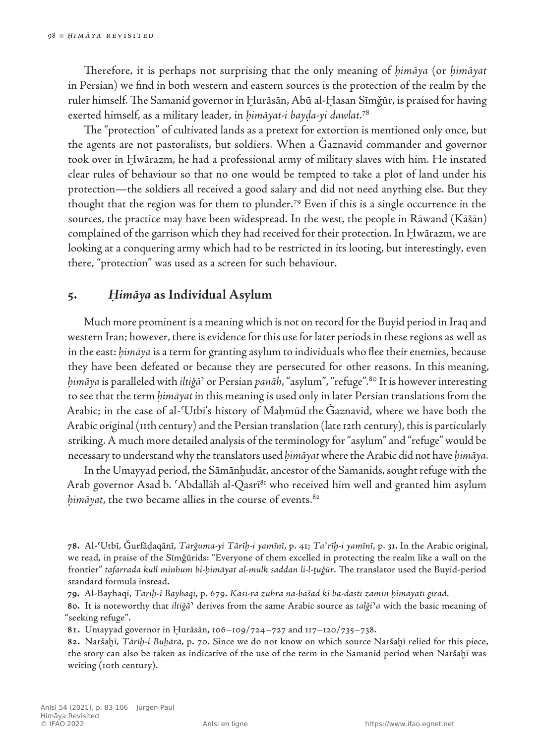Therefore, it is perhaps not surprising that the only meaning of *ḥimāya* (or *ḥimāyat* in Persian) we find in both western and eastern sources is the protection of the realm by the ruler himself. The Samanid governor in Ḫurāsān, Abū al-Ḥasan Sīmǧūr, is praised for having exerted himself, as a military leader, in *ḥimāyat-i bayḍa-yi dawlat*.[78]

The "protection" of cultivated lands as a pretext for extortion is mentioned only once, but the agents are not pastoralists, but soldiers. When a Ġaznavid commander and governor took over in Ḫwārazm, he had a professional army of military slaves with him. He instated clear rules of behaviour so that no one would be tempted to take a plot of land under his protection—the soldiers all received a good salary and did not need anything else. But they thought that the region was for them to plunder.[79] Even if this is a single occurrence in the sources, the practice may have been widespread. In the west, the people in Rāwand (Kāšān) complained of the garrison which they had received for their protection. In Ḫwārazm, we are looking at a conquering army which had to be restricted in its looting, but interestingly, even there, "protection" was used as a screen for such behaviour.

## 5. *Ḥimāya* as Individual Asylum

Much more prominent is a meaning which is not on record for the Buyid period in Iraq and western Iran; however, there is evidence for this use for later periods in these regions as well as in the east: *ḥimāya* is a term for granting asylum to individuals who flee their enemies, because they have been defeated or because they are persecuted for other reasons. In this meaning, *ḥimāya* is paralleled with *iltiǧā*ʾ or Persian *panāh*, "asylum", "refuge".[80] It is however interesting to see that the term *ḥimāyat* in this meaning is used only in later Persian translations from the Arabic; in the case of al-ʿUtbī's history of Maḥmūd the Ġaznavid, where we have both the Arabic original (11th century) and the Persian translation (late 12th century), this is particularly striking. A much more detailed analysis of the terminology for "asylum" and "refuge" would be necessary to understand why the translators used *ḥimāyat* where the Arabic did not have *ḥimāya*.

In the Umayyad period, the Sāmānḫudāt, ancestor of the Samanids, sought refuge with the Arab governor Asad b. ʿAbdallāh al-Qasrī[81] who received him well and granted him asylum *ḥimāyat*, the two became allies in the course of events.[82]

---

**78.** Al-ʿUtbī, Ǧurfāḏaqānī, *Tarǧuma-yi Tārīḫ-i yamīnī*, p. 41; *Taʾrīḫ-i yamīnī*, p. 31. In the Arabic original, we read, in praise of the Sīmǧūrids: "Everyone of them excelled in protecting the realm like a wall on the frontier" *tafarrada kull minhum bi-ḥimāyat al-mulk saddan li-l-ṯuġūr*. The translator used the Buyid-period standard formula instead.

**79.** Al-Bayhaqī, *Tārīḫ-i Bayhaqī*, p. 679. *Kasī-rā zuhra na-bāšad ki ba-dastī zamīn ḥimāyatī gīrad*.

**80.** It is noteworthy that *iltiǧā*ʾ derives from the same Arabic source as *talǧi*ʾ*a* with the basic meaning of "seeking refuge".

**81.** Umayyad governor in Ḫurāsān, 106–109/724–727 and 117–120/735–738.

**82.** Naršaḫī, *Tārīḫ-i Buḫārā*, p. 70. Since we do not know on which source Naršaḫī relied for this piece, the story can also be taken as indicative of the use of the term in the Samanid period when Naršaḫī was writing (10th century).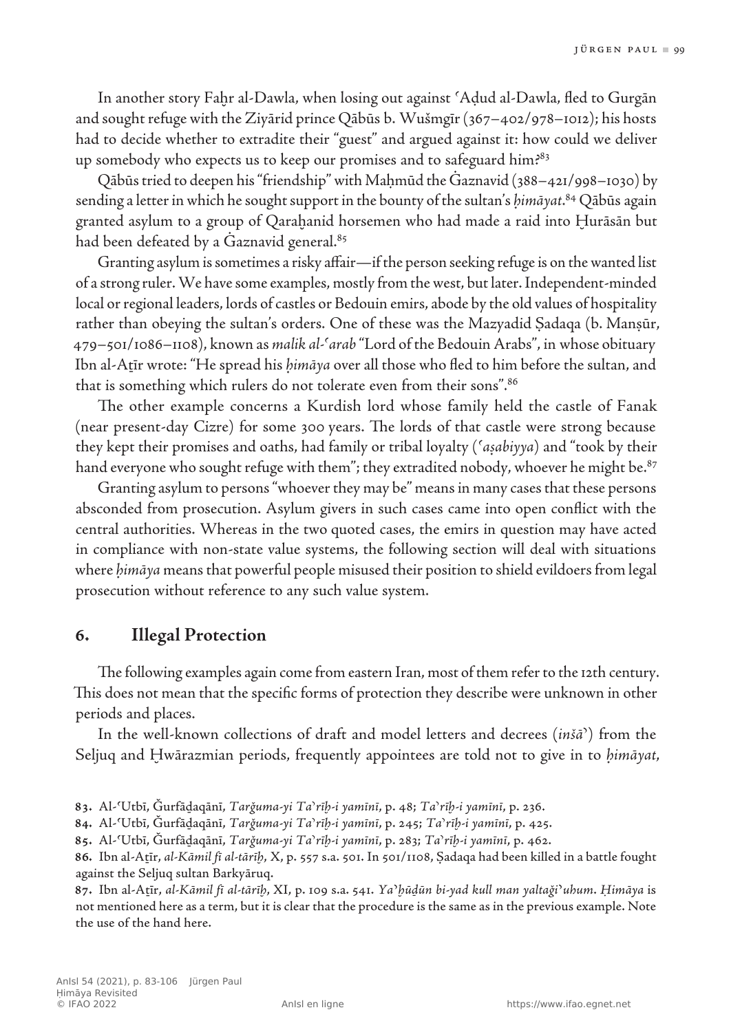In another story Faḫr al-Dawla, when losing out against ʿAḍud al-Dawla, fled to Gurgān and sought refuge with the Ziyārid prince Qābūs b. Wušmgīr (367–402/978–1012); his hosts had to decide whether to extradite their "guest" and argued against it: how could we deliver up somebody who expects us to keep our promises and to safeguard him?[83]

Qābūs tried to deepen his "friendship" with Maḥmūd the Ġaznavid (388–421/998–1030) by sending a letter in which he sought support in the bounty of the sultan's *ḥimāyat*.[84] Qābūs again granted asylum to a group of Qaraḫanid horsemen who had made a raid into Ḫurāsān but had been defeated by a Ġaznavid general.[85]

Granting asylum is sometimes a risky affair—if the person seeking refuge is on the wanted list of a strong ruler. We have some examples, mostly from the west, but later. Independent-minded local or regional leaders, lords of castles or Bedouin emirs, abode by the old values of hospitality rather than obeying the sultan's orders. One of these was the Mazyadid Ṣadaqa (b. Manṣūr, 479–501/1086–1108), known as *malik al-ʿarab* "Lord of the Bedouin Arabs", in whose obituary Ibn al-Aṯīr wrote: "He spread his *ḥimāya* over all those who fled to him before the sultan, and that is something which rulers do not tolerate even from their sons".[86]

The other example concerns a Kurdish lord whose family held the castle of Fanak (near present-day Cizre) for some 300 years. The lords of that castle were strong because they kept their promises and oaths, had family or tribal loyalty (*ʿaṣabiyya*) and "took by their hand everyone who sought refuge with them"; they extradited nobody, whoever he might be.[87]

Granting asylum to persons "whoever they may be" means in many cases that these persons absconded from prosecution. Asylum givers in such cases came into open conflict with the central authorities. Whereas in the two quoted cases, the emirs in question may have acted in compliance with non-state value systems, the following section will deal with situations where *ḥimāya* means that powerful people misused their position to shield evildoers from legal prosecution without reference to any such value system.

## 6. Illegal Protection

The following examples again come from eastern Iran, most of them refer to the 12th century. This does not mean that the specific forms of protection they describe were unknown in other periods and places.

In the well-known collections of draft and model letters and decrees (*inšāʾ*) from the Seljuq and Ḫwārazmian periods, frequently appointees are told not to give in to *ḥimāyat*,

---

83. Al-ʿUtbī, Ǧurfāḏaqānī, *Tarǧuma-yi Taʾrīḫ-i yamīnī*, p. 48; *Taʾrīḫ-i yamīnī*, p. 236.

84. Al-ʿUtbī, Ǧurfāḏaqānī, *Tarǧuma-yi Taʾrīḫ-i yamīnī*, p. 245; *Taʾrīḫ-i yamīnī*, p. 425.

85. Al-ʿUtbī, Ǧurfāḏaqānī, *Tarǧuma-yi Taʾrīḫ-i yamīnī*, p. 283; *Taʾrīḫ-i yamīnī*, p. 462.

86. Ibn al-Aṯīr, *al-Kāmil fī al-tārīḫ*, X, p. 557 s.a. 501. In 501/1108, Ṣadaqa had been killed in a battle fought against the Seljuq sultan Barkyāruq.

87. Ibn al-Aṯīr, *al-Kāmil fī al-tārīḫ*, XI, p. 109 s.a. 541. *Yaʾḫuḏūn bi-yad kull man yaltaǧiʾuhum*. *Ḥimāya* is not mentioned here as a term, but it is clear that the procedure is the same as in the previous example. Note the use of the hand here.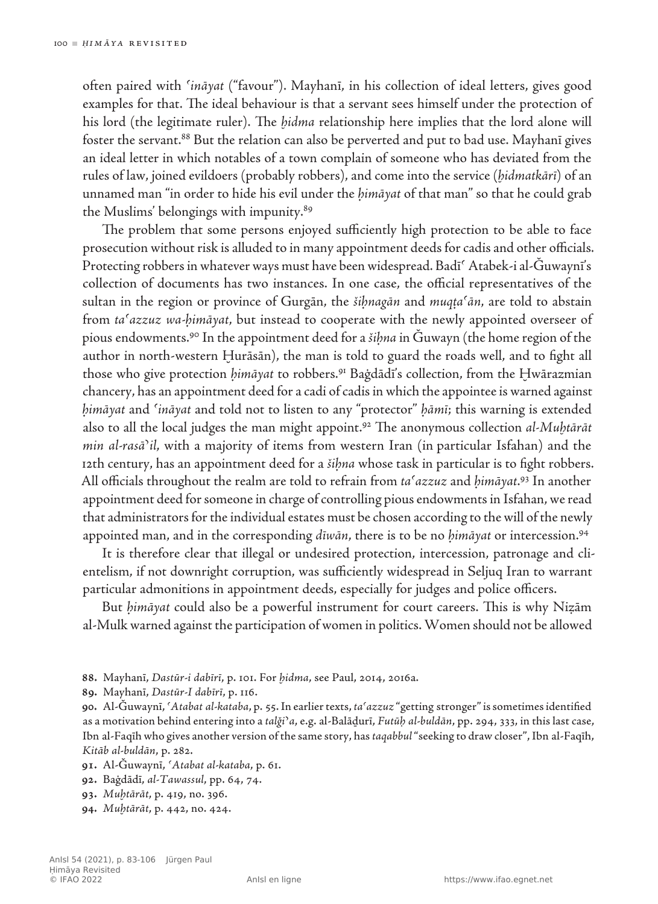often paired with *ʿināyat* ("favour"). Mayhanī, in his collection of ideal letters, gives good examples for that. The ideal behaviour is that a servant sees himself under the protection of his lord (the legitimate ruler). The *ḫidma* relationship here implies that the lord alone will foster the servant.[88] But the relation can also be perverted and put to bad use. Mayhanī gives an ideal letter in which notables of a town complain of someone who has deviated from the rules of law, joined evildoers (probably robbers), and come into the service (*ḫidmatkārī*) of an unnamed man "in order to hide his evil under the *ḥimāyat* of that man" so that he could grab the Muslims' belongings with impunity.[89]

The problem that some persons enjoyed sufficiently high protection to be able to face prosecution without risk is alluded to in many appointment deeds for cadis and other officials. Protecting robbers in whatever ways must have been widespread. Badīʿ Atabek-i al-Ǧuwaynī's collection of documents has two instances. In one case, the official representatives of the sultan in the region or province of Gurgān, the *šiḥnagān* and *muqṭaʿān*, are told to abstain from *taʿazzuz wa-ḥimāyat*, but instead to cooperate with the newly appointed overseer of pious endowments.[90] In the appointment deed for a *šiḥna* in Ǧuwayn (the home region of the author in north-western Ḫurāsān), the man is told to guard the roads well, and to fight all those who give protection *ḥimāyat* to robbers.[91] Baġdādī's collection, from the Ḫwārazmian chancery, has an appointment deed for a cadi of cadis in which the appointee is warned against *ḥimāyat* and *ʿināyat* and told not to listen to any "protector" *ḥāmī*; this warning is extended also to all the local judges the man might appoint.[92] The anonymous collection *al-Muḫtārāt min al-rasāʾil*, with a majority of items from western Iran (in particular Isfahan) and the 12th century, has an appointment deed for a *šiḥna* whose task in particular is to fight robbers. All officials throughout the realm are told to refrain from *taʿazzuz* and *ḥimāyat*.[93] In another appointment deed for someone in charge of controlling pious endowments in Isfahan, we read that administrators for the individual estates must be chosen according to the will of the newly appointed man, and in the corresponding *dīwān*, there is to be no *ḥimāyat* or intercession.[94]

It is therefore clear that illegal or undesired protection, intercession, patronage and clientelism, if not downright corruption, was sufficiently widespread in Seljuq Iran to warrant particular admonitions in appointment deeds, especially for judges and police officers.

But *ḥimāyat* could also be a powerful instrument for court careers. This is why Niẓām al-Mulk warned against the participation of women in politics. Women should not be allowed

---

**88.** Mayhanī, *Dastūr-i dabīrī*, p. 101. For *ḫidma*, see Paul, 2014, 2016a.

**89.** Mayhanī, *Dastūr-I dabīrī*, p. 116.

**90.** Al-Ǧuwaynī, *ʿAtabat al-kataba*, p. 55. In earlier texts, *taʿazzuz* "getting stronger" is sometimes identified as a motivation behind entering into a *talǧiʾa*, e.g. al-Balāḏurī, *Futūḥ al-buldān*, pp. 294, 333, in this last case, Ibn al-Faqīh who gives another version of the same story, has *taqabbul* "seeking to draw closer", Ibn al-Faqīh, *Kitāb al-buldān*, p. 282.

**91.** Al-Ǧuwaynī, *ʿAtabat al-kataba*, p. 61.

**92.** Baġdādī, *al-Tawassul*, pp. 64, 74.

**93.** *Muḫtārāt*, p. 419, no. 396.

**94.** *Muḫtārāt*, p. 442, no. 424.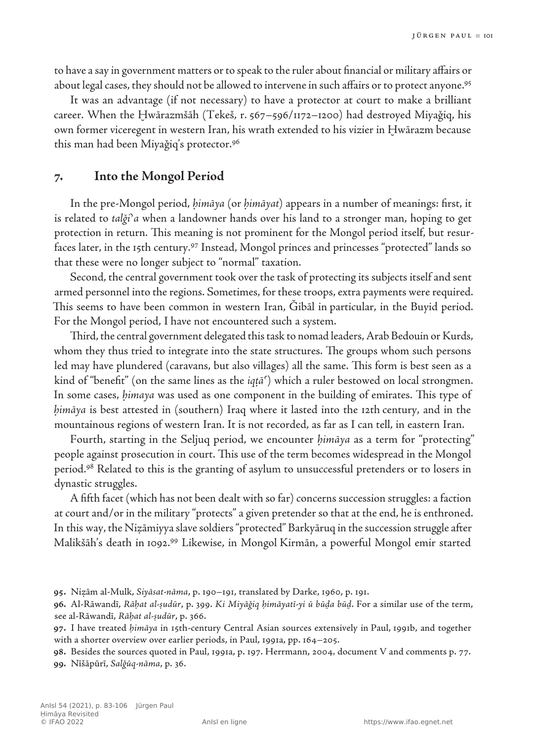to have a say in government matters or to speak to the ruler about financial or military affairs or about legal cases, they should not be allowed to intervene in such affairs or to protect anyone.[95]

It was an advantage (if not necessary) to have a protector at court to make a brilliant career. When the Ḫwārazmšāh (Tekeš, r. 567–596/1172–1200) had destroyed Miyaǧiq, his own former viceregent in western Iran, his wrath extended to his vizier in Ḫwārazm because this man had been Miyaǧiq's protector.[96]

## 7. Into the Mongol Period

In the pre-Mongol period, *ḥimāya* (or *ḥimāyat*) appears in a number of meanings: first, it is related to *talǧiʾa* when a landowner hands over his land to a stronger man, hoping to get protection in return. This meaning is not prominent for the Mongol period itself, but resurfaces later, in the 15th century.[97] Instead, Mongol princes and princesses "protected" lands so that these were no longer subject to "normal" taxation.

Second, the central government took over the task of protecting its subjects itself and sent armed personnel into the regions. Sometimes, for these troops, extra payments were required. This seems to have been common in western Iran, Ǧibāl in particular, in the Buyid period. For the Mongol period, I have not encountered such a system.

Third, the central government delegated this task to nomad leaders, Arab Bedouin or Kurds, whom they thus tried to integrate into the state structures. The groups whom such persons led may have plundered (caravans, but also villages) all the same. This form is best seen as a kind of "benefit" (on the same lines as the *iqṭāʿ*) which a ruler bestowed on local strongmen. In some cases, *ḥimaya* was used as one component in the building of emirates. This type of *ḥimāya* is best attested in (southern) Iraq where it lasted into the 12th century, and in the mountainous regions of western Iran. It is not recorded, as far as I can tell, in eastern Iran.

Fourth, starting in the Seljuq period, we encounter *ḥimāya* as a term for "protecting" people against prosecution in court. This use of the term becomes widespread in the Mongol period.[98] Related to this is the granting of asylum to unsuccessful pretenders or to losers in dynastic struggles.

A fifth facet (which has not been dealt with so far) concerns succession struggles: a faction at court and/or in the military "protects" a given pretender so that at the end, he is enthroned. In this way, the Niẓāmiyya slave soldiers "protected" Barkyāruq in the succession struggle after Malikšāh's death in 1092.[99] Likewise, in Mongol Kirmān, a powerful Mongol emir started

---

95. Niẓām al-Mulk, *Siyāsat-nāma*, p. 190–191, translated by Darke, 1960, p. 191.

96. Al-Rāwandī, *Rāḥat al-ṣudūr*, p. 399. *Ki Miyāǧiq ḥimāyatī-yi ū būḏa būḏ*. For a similar use of the term, see al-Rāwandī, *Rāḥat al-ṣudūr*, p. 366.

97. I have treated *ḥimāya* in 15th-century Central Asian sources extensively in Paul, 1991b, and together with a shorter overview over earlier periods, in Paul, 1991a, pp. 164–205.

98. Besides the sources quoted in Paul, 1991a, p. 197. Herrmann, 2004, document V and comments p. 77.

99. Nīšāpūrī, *Salǧūq-nāma*, p. 36.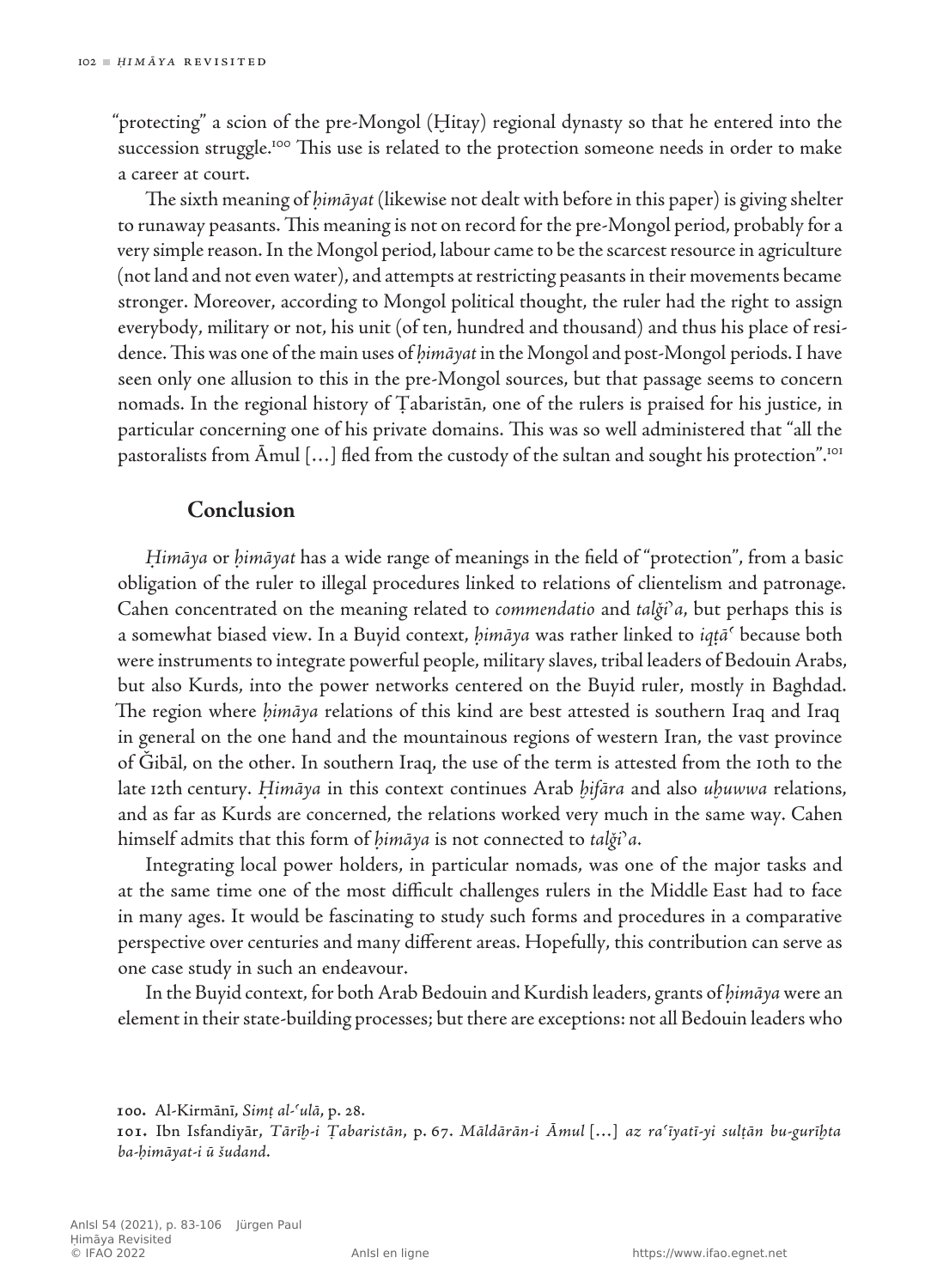"protecting" a scion of the pre-Mongol (Ḫitay) regional dynasty so that he entered into the succession struggle.[100] This use is related to the protection someone needs in order to make a career at court.

The sixth meaning of *ḥimāyat* (likewise not dealt with before in this paper) is giving shelter to runaway peasants. This meaning is not on record for the pre-Mongol period, probably for a very simple reason. In the Mongol period, labour came to be the scarcest resource in agriculture (not land and not even water), and attempts at restricting peasants in their movements became stronger. Moreover, according to Mongol political thought, the ruler had the right to assign everybody, military or not, his unit (of ten, hundred and thousand) and thus his place of residence. This was one of the main uses of *ḥimāyat* in the Mongol and post-Mongol periods. I have seen only one allusion to this in the pre-Mongol sources, but that passage seems to concern nomads. In the regional history of Ṭabaristān, one of the rulers is praised for his justice, in particular concerning one of his private domains. This was so well administered that "all the pastoralists from Āmul […] fled from the custody of the sultan and sought his protection".[101]

## Conclusion

*Ḥimāya* or *ḥimāyat* has a wide range of meanings in the field of "protection", from a basic obligation of the ruler to illegal procedures linked to relations of clientelism and patronage. Cahen concentrated on the meaning related to *commendatio* and *talǧiʾa*, but perhaps this is a somewhat biased view. In a Buyid context, *ḥimāya* was rather linked to *iqṭāʿ* because both were instruments to integrate powerful people, military slaves, tribal leaders of Bedouin Arabs, but also Kurds, into the power networks centered on the Buyid ruler, mostly in Baghdad. The region where *ḥimāya* relations of this kind are best attested is southern Iraq and Iraq in general on the one hand and the mountainous regions of western Iran, the vast province of Ǧibāl, on the other. In southern Iraq, the use of the term is attested from the 10th to the late 12th century. *Ḥimāya* in this context continues Arab *ḫifāra* and also *uḫuwwa* relations, and as far as Kurds are concerned, the relations worked very much in the same way. Cahen himself admits that this form of *ḥimāya* is not connected to *talǧiʾa*.

Integrating local power holders, in particular nomads, was one of the major tasks and at the same time one of the most difficult challenges rulers in the Middle East had to face in many ages. It would be fascinating to study such forms and procedures in a comparative perspective over centuries and many different areas. Hopefully, this contribution can serve as one case study in such an endeavour.

In the Buyid context, for both Arab Bedouin and Kurdish leaders, grants of *ḥimāya* were an element in their state-building processes; but there are exceptions: not all Bedouin leaders who

---

100. Al-Kirmānī, *Simṭ al-ʿulā*, p. 28.

101. Ibn Isfandiyār, *Tārīḫ-i Ṭabaristān*, p. 67. *Māldārān-i Āmul* […] *az raʿīyatī-yi sulṭān bu-gurīḫta ba-ḥimāyat-i ū šudand*.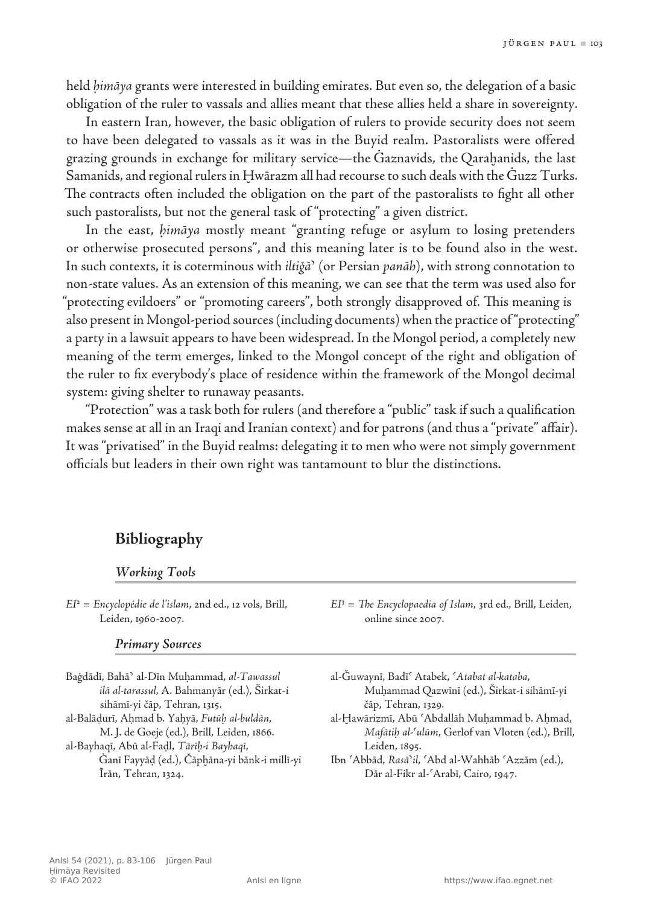held *ḥimāya* grants were interested in building emirates. But even so, the delegation of a basic obligation of the ruler to vassals and allies meant that these allies held a share in sovereignty.

In eastern Iran, however, the basic obligation of rulers to provide security does not seem to have been delegated to vassals as it was in the Buyid realm. Pastoralists were offered grazing grounds in exchange for military service—the Ġaznavids, the Qaraḫanids, the last Samanids, and regional rulers in Ḫwārazm all had recourse to such deals with the Ġuzz Turks. The contracts often included the obligation on the part of the pastoralists to fight all other such pastoralists, but not the general task of "protecting" a given district.

In the east, *ḥimāya* mostly meant "granting refuge or asylum to losing pretenders or otherwise prosecuted persons", and this meaning later is to be found also in the west. In such contexts, it is coterminous with *iltiǧā*ʾ (or Persian *panāh*), with strong connotation to non-state values. As an extension of this meaning, we can see that the term was used also for "protecting evildoers" or "promoting careers", both strongly disapproved of. This meaning is also present in Mongol-period sources (including documents) when the practice of "protecting" a party in a lawsuit appears to have been widespread. In the Mongol period, a completely new meaning of the term emerges, linked to the Mongol concept of the right and obligation of the ruler to fix everybody's place of residence within the framework of the Mongol decimal system: giving shelter to runaway peasants.

"Protection" was a task both for rulers (and therefore a "public" task if such a qualification makes sense at all in an Iraqi and Iranian context) and for patrons (and thus a "private" affair). It was "privatised" in the Buyid realms: delegating it to men who were not simply government officials but leaders in their own right was tantamount to blur the distinctions.

## Bibliography

### Working Tools

*EI*[2] = *Encyclopédie de l'islam*, 2nd ed., 12 vols, Brill, Leiden, 1960-2007.

*EI*[3] = *The Encyclopaedia of Islam*, 3rd ed., Brill, Leiden, online since 2007.

### Primary Sources

Baġdādī, Bahāʾ al-Dīn Muḥammad, *al-Tawassul ilā al-tarassul*, A. Bahmanyār (ed.), Širkat-i sihāmī-yi čāp, Tehran, 1315.

al-Balāḏurī, Aḥmad b. Yaḥyā, *Futūḥ al-buldān*, M. J. de Goeje (ed.), Brill, Leiden, 1866.

al-Bayhaqī, Abū al-Faḍl, *Tārīḫ-i Bayhaqī*, Ġanī Fayyāḍ (ed.), Čāpḫāna-yi bānk-i millī-yi Īrān, Tehran, 1324.

al-Ǧuwaynī, Badīʿ Atabek, *ʿAtabat al-kataba*, Muḥammad Qazwīnī (ed.), Širkat-i sihāmī-yi čāp, Tehran, 1329.

al-Ḫawārizmī, Abū ʿAbdallāh Muḥammad b. Aḥmad, *Mafātīḥ al-ʿulūm*, Gerlof van Vloten (ed.), Brill, Leiden, 1895.

Ibn ʿAbbād, *Rasāʾil*, ʿAbd al-Wahhāb ʿAzzām (ed.), Dār al-Fikr al-ʿArabī, Cairo, 1947.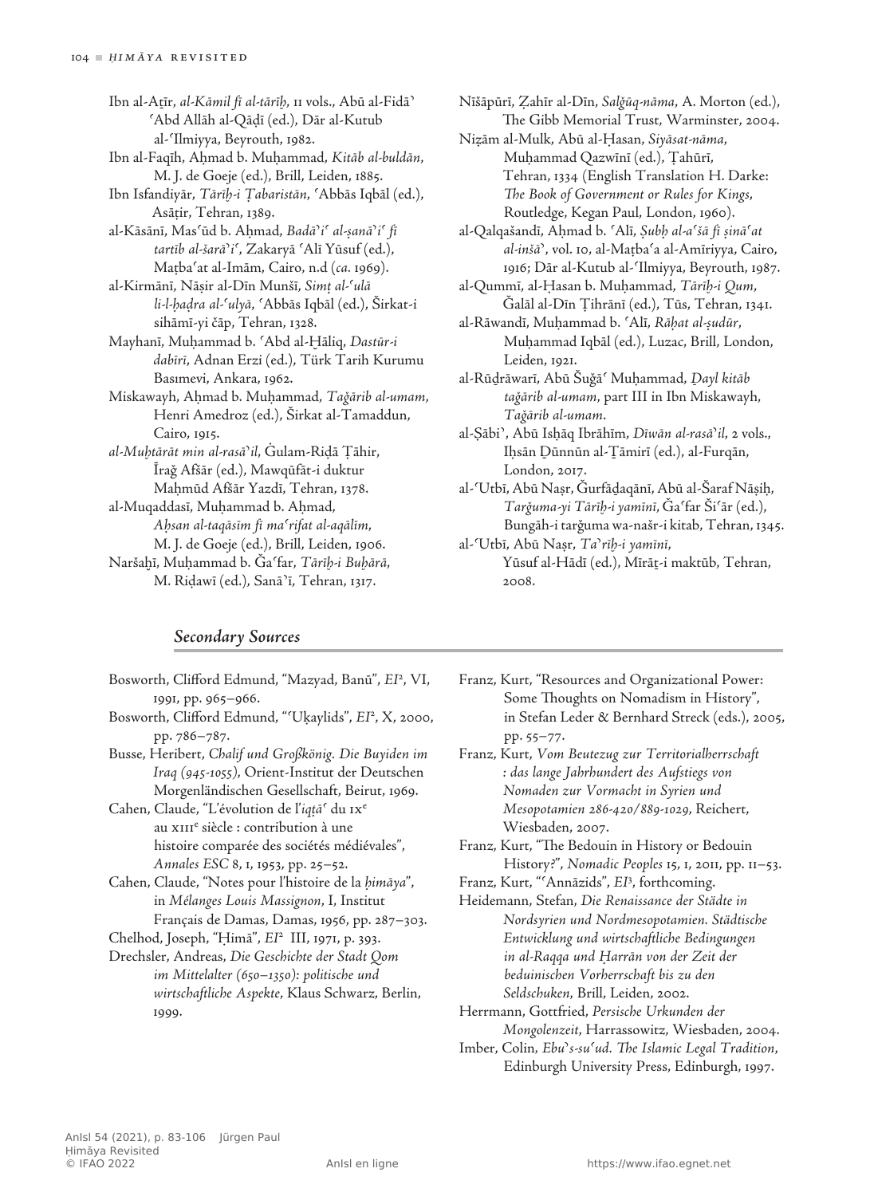Ibn al-Aṯīr, *al-Kāmil fī al-tārīḫ*, 11 vols., Abū al-Fidāʾ ʿAbd Allāh al-Qāḍī (ed.), Dār al-Kutub al-ʿIlmiyya, Beyrouth, 1982.

Ibn al-Faqīh, Aḥmad b. Muḥammad, *Kitāb al-buldān*, M. J. de Goeje (ed.), Brill, Leiden, 1885.

Ibn Isfandiyār, *Tārīḫ-i Ṭabaristān*, ʿAbbās Iqbāl (ed.), Asāṭir, Tehran, 1389.

al-Kāsānī, Masʿūd b. Aḥmad, *Badāʾiʿ al-ṣanāʾiʿ fī tartīb al-šarāʾiʿ*, Zakaryā ʿAlī Yūsuf (ed.), Maṭbaʿat al-Imām, Cairo, n.d (*ca.* 1969).

al-Kirmānī, Nāṣir al-Dīn Munšī, *Simṭ al-ʿulā li-l-ḥaḍra al-ʿulyā*, ʿAbbās Iqbāl (ed.), Širkat-i sihāmī-yi čāp, Tehran, 1328.

Mayhanī, Muḥammad b. ʿAbd al-Ḫāliq, *Dastūr-i dabīrī*, Adnan Erzi (ed.), Türk Tarih Kurumu Basımevi, Ankara, 1962.

Miskawayh, Aḥmad b. Muḥammad, *Taǧārib al-umam*, Henri Amedroz (ed.), Širkat al-Tamaddun, Cairo, 1915.

*al-Muḫtārāt min al-rasāʾil*, Ġulam-Riḍā Ṭāhir, Īraǧ Afšār (ed.), Mawqūfāt-i duktur Maḥmūd Afšār Yazdī, Tehran, 1378.

al-Muqaddasī, Muḥammad b. Aḥmad, *Aḥsan al-taqāsīm fī maʿrifat al-aqālīm*, M. J. de Goeje (ed.), Brill, Leiden, 1906.

Naršaḫī, Muḥammad b. Ǧaʿfar, *Tārīḫ-i Buḫārā*, M. Riḍawī (ed.), Sanāʾī, Tehran, 1317.

Nīšāpūrī, Ẓahīr al-Dīn, *Salǧūq-nāma*, A. Morton (ed.), The Gibb Memorial Trust, Warminster, 2004.

Niẓām al-Mulk, Abū al-Ḥasan, *Siyāsat-nāma*, Muḥammad Qazwīnī (ed.), Ṭahūrī, Tehran, 1334 (English Translation H. Darke: *The Book of Government or Rules for Kings*, Routledge, Kegan Paul, London, 1960).

al-Qalqašandī, Aḥmad b. ʿAlī, *Ṣubḥ al-aʿšā fī ṣināʿat al-inšāʾ*, vol. 10, al-Maṭbaʿa al-Amīriyya, Cairo, 1916; Dār al-Kutub al-ʿIlmiyya, Beyrouth, 1987.

al-Qummī, al-Ḥasan b. Muḥammad, *Tārīḫ-i Qum*, Ǧalāl al-Dīn Ṭihrānī (ed.), Tūs, Tehran, 1341.

al-Rāwandī, Muḥammad b. ʿAlī, *Rāḥat al-ṣudūr*, Muḥammad Iqbāl (ed.), Luzac, Brill, London, Leiden, 1921.

al-Rūḏrāwarī, Abū Šuǧāʿ Muḥammad, *Ḏayl kitāb taǧārib al-umam*, part III in Ibn Miskawayh, *Taǧārib al-umam*.

al-Ṣābiʾ, Abū Isḥāq Ibrāhīm, *Dīwān al-rasāʾil*, 2 vols., Iḥsān Ḏūnnūn al-Ṯāmirī (ed.), al-Furqān, London, 2017.

al-ʿUtbī, Abū Naṣr, Ǧurfāḏaqānī, Abū al-Šaraf Nāṣiḥ, *Tarǧuma-yi Tārīḫ-i yamīnī*, Ǧaʿfar Šiʿār (ed.), Bungāh-i tarǧuma wa-našr-i kitab, Tehran, 1345.

al-ʿUtbī, Abū Naṣr, *Taʾrīḫ-i yamīnī*, Yūsuf al-Hādī (ed.), Mīrāṯ-i maktūb, Tehran, 2008.

## Secondary Sources

Bosworth, Clifford Edmund, "Mazyad, Banū", *EI*², VI, 1991, pp. 965–966.

Bosworth, Clifford Edmund, "ʿUḳaylids", *EI*², X, 2000, pp. 786–787.

Busse, Heribert, *Chalif und Großkönig. Die Buyiden im Iraq (945-1055)*, Orient-Institut der Deutschen Morgenländischen Gesellschaft, Beirut, 1969.

Cahen, Claude, "L'évolution de l'*iqṭāʿ* du IXᵉ au XIIIᵉ siècle : contribution à une histoire comparée des sociétés médiévales", *Annales ESC* 8, 1, 1953, pp. 25–52.

Cahen, Claude, "Notes pour l'histoire de la *ḥimāya*", in *Mélanges Louis Massignon*, I, Institut Français de Damas, Damas, 1956, pp. 287–303.

Chelhod, Joseph, "Ḥimā", *EI*² III, 1971, p. 393.

Drechsler, Andreas, *Die Geschichte der Stadt Qom im Mittelalter (650–1350): politische und wirtschaftliche Aspekte*, Klaus Schwarz, Berlin, 1999.

Franz, Kurt, "Resources and Organizational Power: Some Thoughts on Nomadism in History", in Stefan Leder & Bernhard Streck (eds.), 2005, pp. 55–77.

Franz, Kurt, *Vom Beutezug zur Territorialherrschaft : das lange Jahrhundert des Aufstiegs von Nomaden zur Vormacht in Syrien und Mesopotamien 286-420/889-1029*, Reichert, Wiesbaden, 2007.

Franz, Kurt, "The Bedouin in History or Bedouin History?", *Nomadic Peoples* 15, 1, 2011, pp. 11–53.

Franz, Kurt, "ʿAnnāzids", *EI*³, forthcoming.

Heidemann, Stefan, *Die Renaissance der Städte in Nordsyrien und Nordmesopotamien. Städtische Entwicklung und wirtschaftliche Bedingungen in al-Raqqa und Ḥarrān von der Zeit der beduinischen Vorherrschaft bis zu den Seldschuken*, Brill, Leiden, 2002.

Herrmann, Gottfried, *Persische Urkunden der Mongolenzeit*, Harrassowitz, Wiesbaden, 2004.

Imber, Colin, *Ebuʾs-suʿud. The Islamic Legal Tradition*, Edinburgh University Press, Edinburgh, 1997.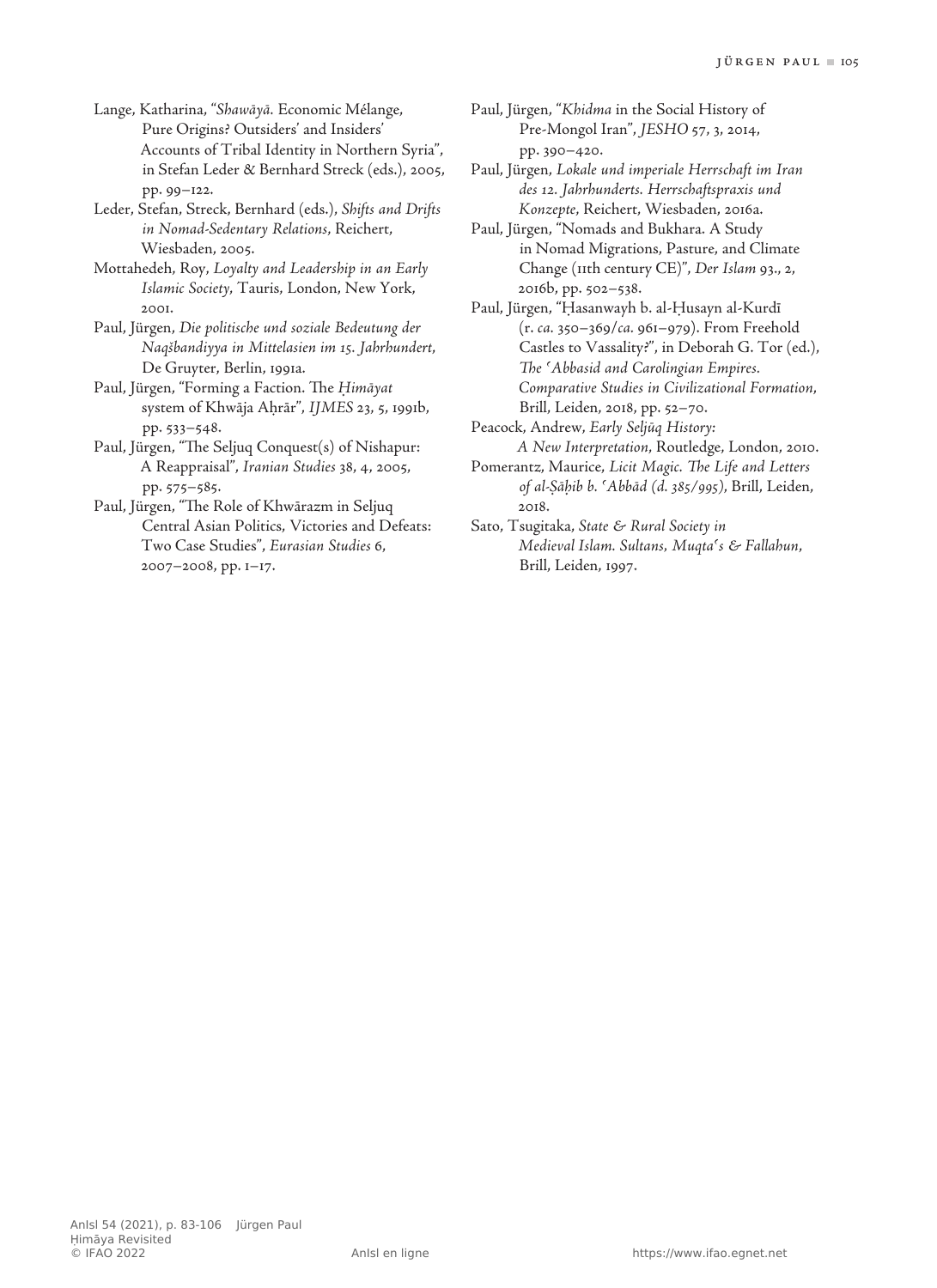Lange, Katharina, "*Shawāyā*. Economic Mélange, Pure Origins? Outsiders' and Insiders' Accounts of Tribal Identity in Northern Syria", in Stefan Leder & Bernhard Streck (eds.), 2005, pp. 99–122.

Leder, Stefan, Streck, Bernhard (eds.), *Shifts and Drifts in Nomad-Sedentary Relations*, Reichert, Wiesbaden, 2005.

Mottahedeh, Roy, *Loyalty and Leadership in an Early Islamic Society*, Tauris, London, New York, 2001.

Paul, Jürgen, *Die politische und soziale Bedeutung der Naqšbandiyya in Mittelasien im 15. Jahrhundert*, De Gruyter, Berlin, 1991a.

Paul, Jürgen, "Forming a Faction. The *Ḥimāyat* system of Khwāja Aḥrār", *IJMES* 23, 5, 1991b, pp. 533–548.

Paul, Jürgen, "The Seljuq Conquest(s) of Nishapur: A Reappraisal", *Iranian Studies* 38, 4, 2005, pp. 575–585.

Paul, Jürgen, "The Role of Khwārazm in Seljuq Central Asian Politics, Victories and Defeats: Two Case Studies", *Eurasian Studies* 6, 2007–2008, pp. 1–17.

Paul, Jürgen, "*Khidma* in the Social History of Pre-Mongol Iran", *JESHO* 57, 3, 2014, pp. 390–420.

Paul, Jürgen, *Lokale und imperiale Herrschaft im Iran des 12. Jahrhunderts. Herrschaftspraxis und Konzepte*, Reichert, Wiesbaden, 2016a.

Paul, Jürgen, "Nomads and Bukhara. A Study in Nomad Migrations, Pasture, and Climate Change (11th century CE)", *Der Islam* 93., 2, 2016b, pp. 502–538.

Paul, Jürgen, "Ḥasanwayh b. al-Ḥusayn al-Kurdī (r. *ca.* 350–369/*ca.* 961–979). From Freehold Castles to Vassality?", in Deborah G. Tor (ed.), *The ʿAbbasid and Carolingian Empires. Comparative Studies in Civilizational Formation*, Brill, Leiden, 2018, pp. 52–70.

Peacock, Andrew, *Early Seljūq History: A New Interpretation*, Routledge, London, 2010.

Pomerantz, Maurice, *Licit Magic. The Life and Letters of al-Ṣāḥib b. ʿAbbād (d. 385/995)*, Brill, Leiden, 2018.

Sato, Tsugitaka, *State & Rural Society in Medieval Islam. Sultans, Muqtaʿs & Fallahun*, Brill, Leiden, 1997.